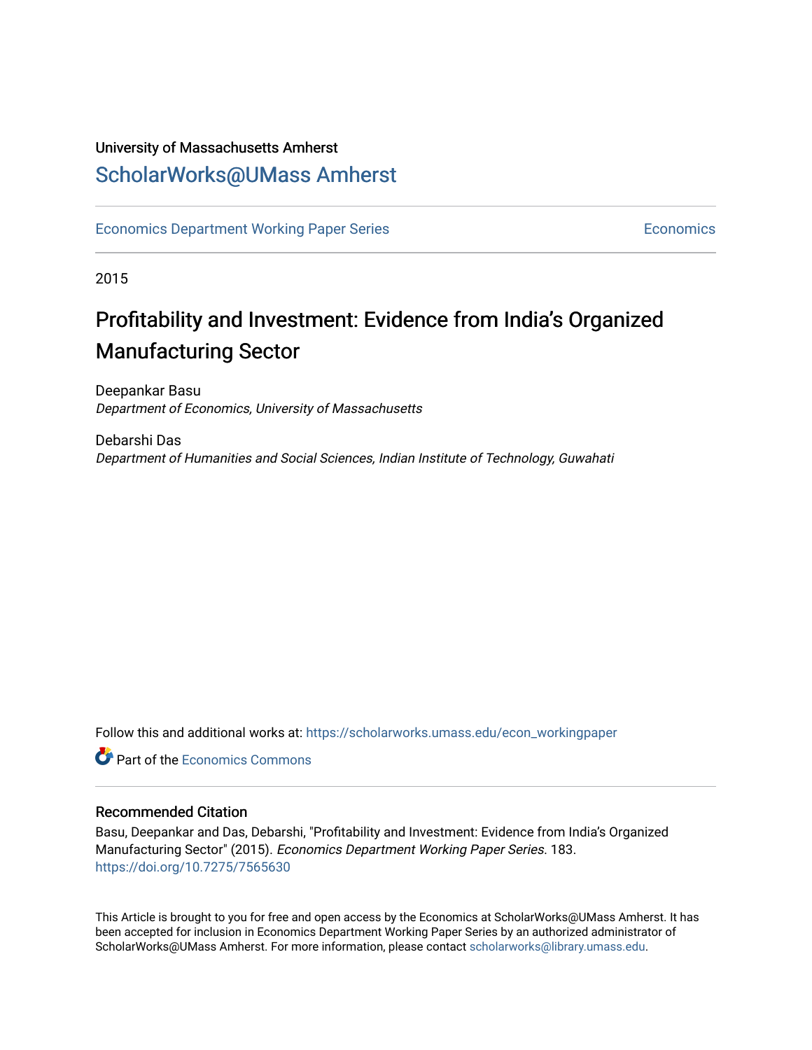University of Massachusetts Amherst

# ScholarWorks@UMass Amherst

Economics Department Working Paper Series | Economics

2015

# Profitability and Investment: Evidence from India's Organized Manufacturing Sector

Deepankar Basu
*Department of Economics, University of Massachusetts*

Debarshi Das
*Department of Humanities and Social Sciences, Indian Institute of Technology, Guwahati*

Follow this and additional works at: https://scholarworks.umass.edu/econ_workingpaper

Part of the Economics Commons

## Recommended Citation

Basu, Deepankar and Das, Debarshi, "Profitability and Investment: Evidence from India's Organized Manufacturing Sector" (2015). *Economics Department Working Paper Series*. 183.
https://doi.org/10.7275/7565630

This Article is brought to you for free and open access by the Economics at ScholarWorks@UMass Amherst. It has been accepted for inclusion in Economics Department Working Paper Series by an authorized administrator of ScholarWorks@UMass Amherst. For more information, please contact scholarworks@library.umass.edu.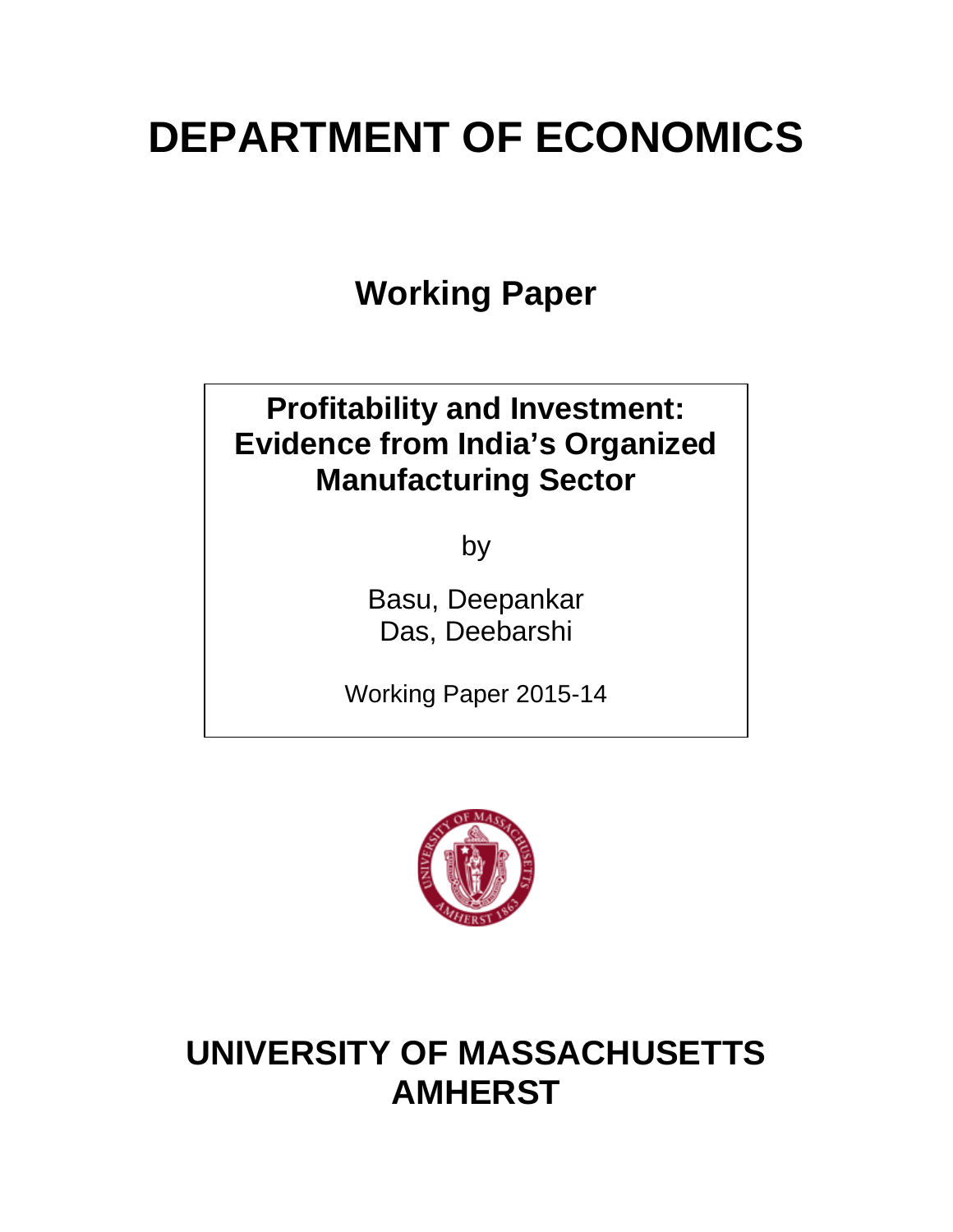# DEPARTMENT OF ECONOMICS

## Working Paper

**Profitability and Investment: Evidence from India's Organized Manufacturing Sector**

by

Basu, Deepankar
Das, Deebarshi

Working Paper 2015-14

# UNIVERSITY OF MASSACHUSETTS AMHERST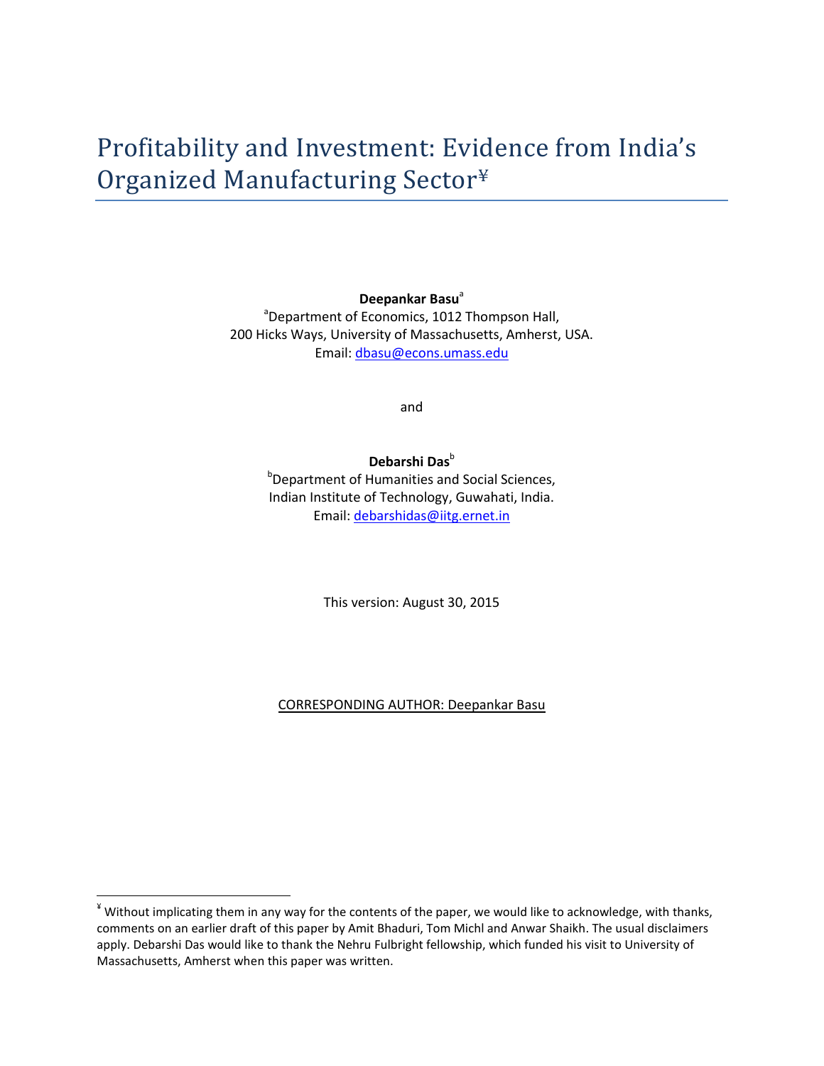# Profitability and Investment: Evidence from India's Organized Manufacturing Sector[¥]

**Deepankar Basu**[a]

[a]Department of Economics, 1012 Thompson Hall,
200 Hicks Ways, University of Massachusetts, Amherst, USA.
Email: dbasu@econs.umass.edu

and

**Debarshi Das**[b]

[b]Department of Humanities and Social Sciences,
Indian Institute of Technology, Guwahati, India.
Email: debarshidas@iitg.ernet.in

This version: August 30, 2015

CORRESPONDING AUTHOR: Deepankar Basu

---

[¥] Without implicating them in any way for the contents of the paper, we would like to acknowledge, with thanks, comments on an earlier draft of this paper by Amit Bhaduri, Tom Michl and Anwar Shaikh. The usual disclaimers apply. Debarshi Das would like to thank the Nehru Fulbright fellowship, which funded his visit to University of Massachusetts, Amherst when this paper was written.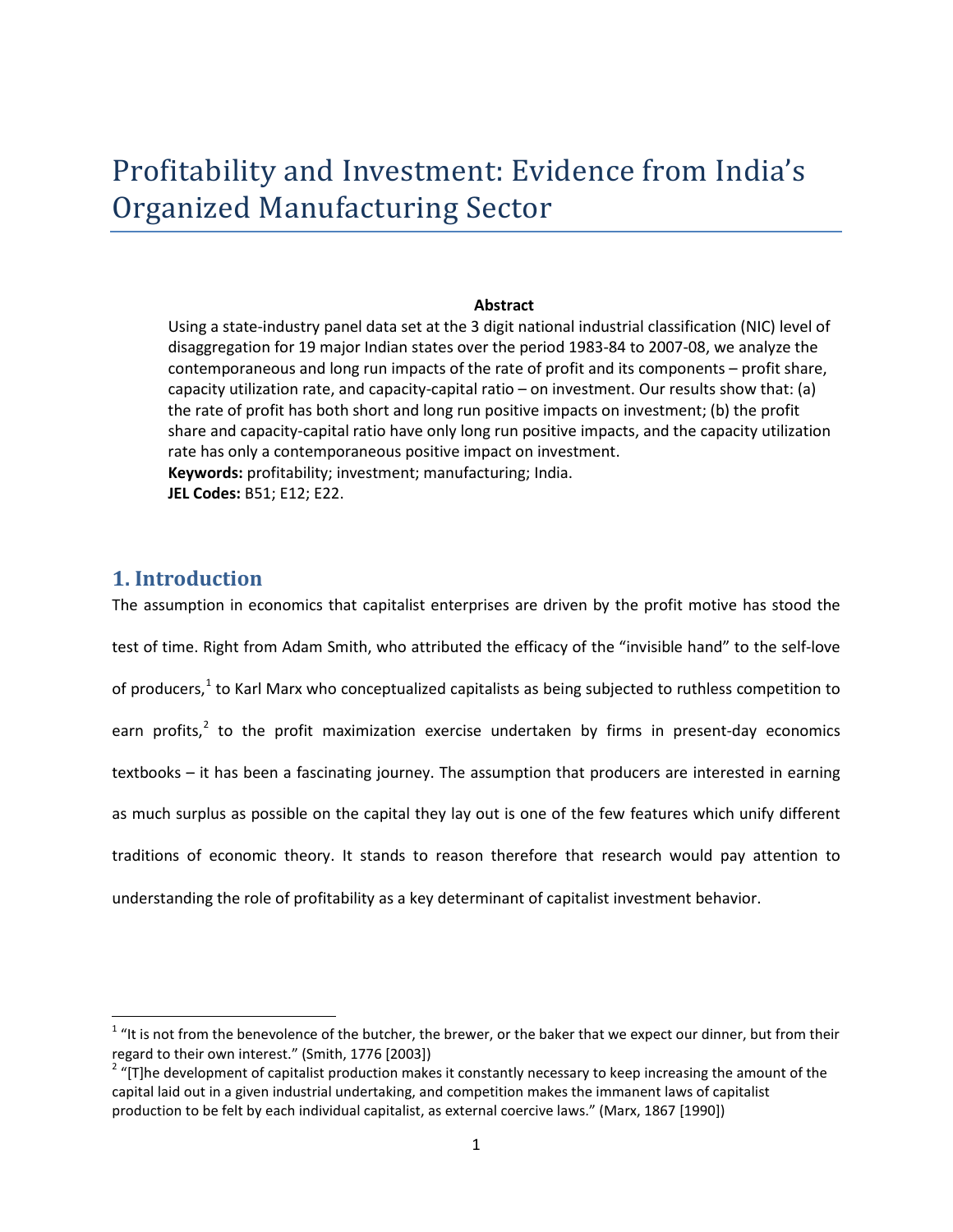# Profitability and Investment: Evidence from India's Organized Manufacturing Sector

**Abstract**

Using a state-industry panel data set at the 3 digit national industrial classification (NIC) level of disaggregation for 19 major Indian states over the period 1983-84 to 2007-08, we analyze the contemporaneous and long run impacts of the rate of profit and its components – profit share, capacity utilization rate, and capacity-capital ratio – on investment. Our results show that: (a) the rate of profit has both short and long run positive impacts on investment; (b) the profit share and capacity-capital ratio have only long run positive impacts, and the capacity utilization rate has only a contemporaneous positive impact on investment.

**Keywords:** profitability; investment; manufacturing; India.

**JEL Codes:** B51; E12; E22.

## 1. Introduction

The assumption in economics that capitalist enterprises are driven by the profit motive has stood the test of time. Right from Adam Smith, who attributed the efficacy of the "invisible hand" to the self-love of producers,[1] to Karl Marx who conceptualized capitalists as being subjected to ruthless competition to earn profits,[2] to the profit maximization exercise undertaken by firms in present-day economics textbooks – it has been a fascinating journey. The assumption that producers are interested in earning as much surplus as possible on the capital they lay out is one of the few features which unify different traditions of economic theory. It stands to reason therefore that research would pay attention to understanding the role of profitability as a key determinant of capitalist investment behavior.

---

[1] "It is not from the benevolence of the butcher, the brewer, or the baker that we expect our dinner, but from their regard to their own interest." (Smith, 1776 [2003])

[2] "[T]he development of capitalist production makes it constantly necessary to keep increasing the amount of the capital laid out in a given industrial undertaking, and competition makes the immanent laws of capitalist production to be felt by each individual capitalist, as external coercive laws." (Marx, 1867 [1990])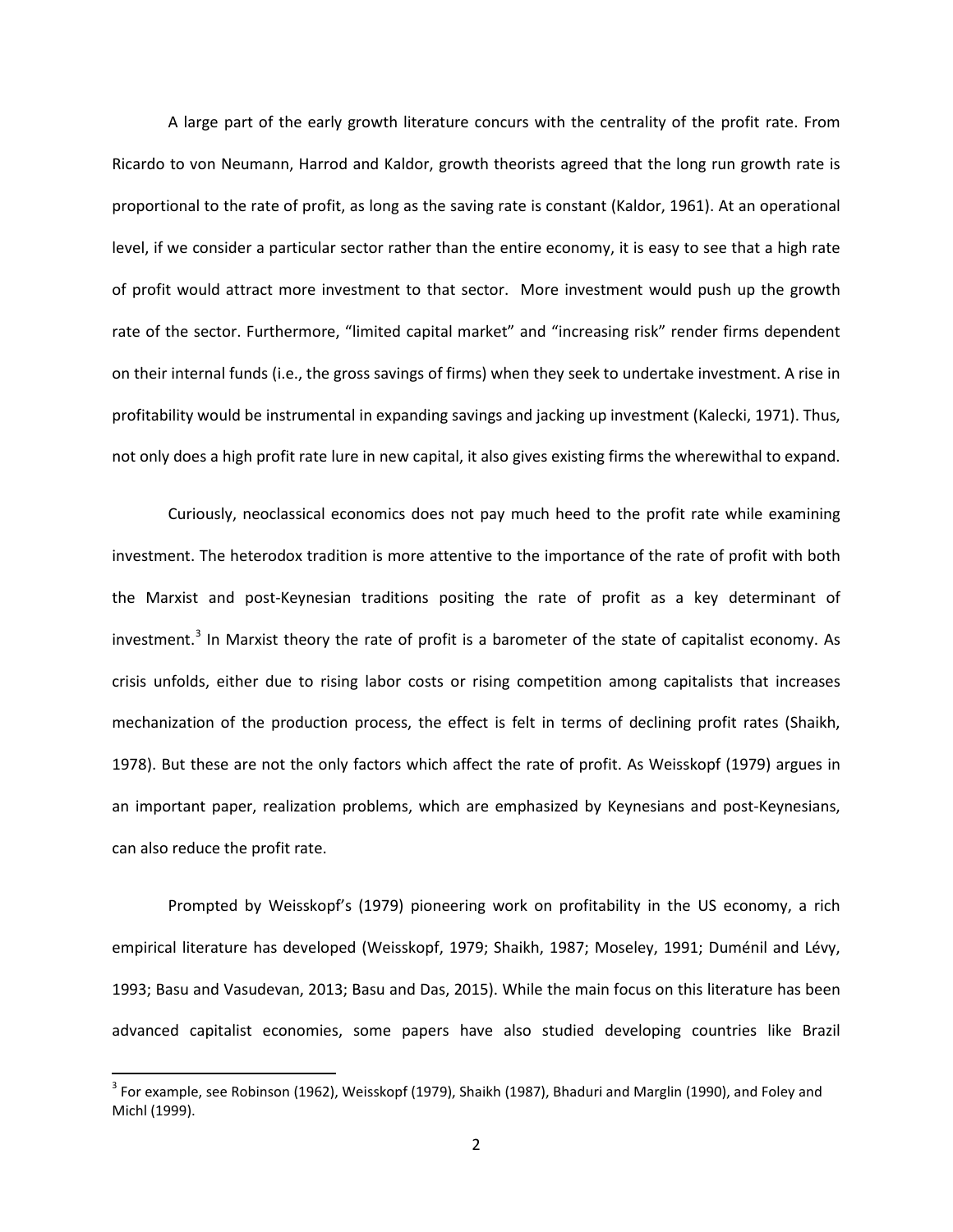A large part of the early growth literature concurs with the centrality of the profit rate. From Ricardo to von Neumann, Harrod and Kaldor, growth theorists agreed that the long run growth rate is proportional to the rate of profit, as long as the saving rate is constant (Kaldor, 1961). At an operational level, if we consider a particular sector rather than the entire economy, it is easy to see that a high rate of profit would attract more investment to that sector. More investment would push up the growth rate of the sector. Furthermore, "limited capital market" and "increasing risk" render firms dependent on their internal funds (i.e., the gross savings of firms) when they seek to undertake investment. A rise in profitability would be instrumental in expanding savings and jacking up investment (Kalecki, 1971). Thus, not only does a high profit rate lure in new capital, it also gives existing firms the wherewithal to expand.

Curiously, neoclassical economics does not pay much heed to the profit rate while examining investment. The heterodox tradition is more attentive to the importance of the rate of profit with both the Marxist and post-Keynesian traditions positing the rate of profit as a key determinant of investment.[3] In Marxist theory the rate of profit is a barometer of the state of capitalist economy. As crisis unfolds, either due to rising labor costs or rising competition among capitalists that increases mechanization of the production process, the effect is felt in terms of declining profit rates (Shaikh, 1978). But these are not the only factors which affect the rate of profit. As Weisskopf (1979) argues in an important paper, realization problems, which are emphasized by Keynesians and post-Keynesians, can also reduce the profit rate.

Prompted by Weisskopf's (1979) pioneering work on profitability in the US economy, a rich empirical literature has developed (Weisskopf, 1979; Shaikh, 1987; Moseley, 1991; Duménil and Lévy, 1993; Basu and Vasudevan, 2013; Basu and Das, 2015). While the main focus on this literature has been advanced capitalist economies, some papers have also studied developing countries like Brazil

[3] For example, see Robinson (1962), Weisskopf (1979), Shaikh (1987), Bhaduri and Marglin (1990), and Foley and Michl (1999).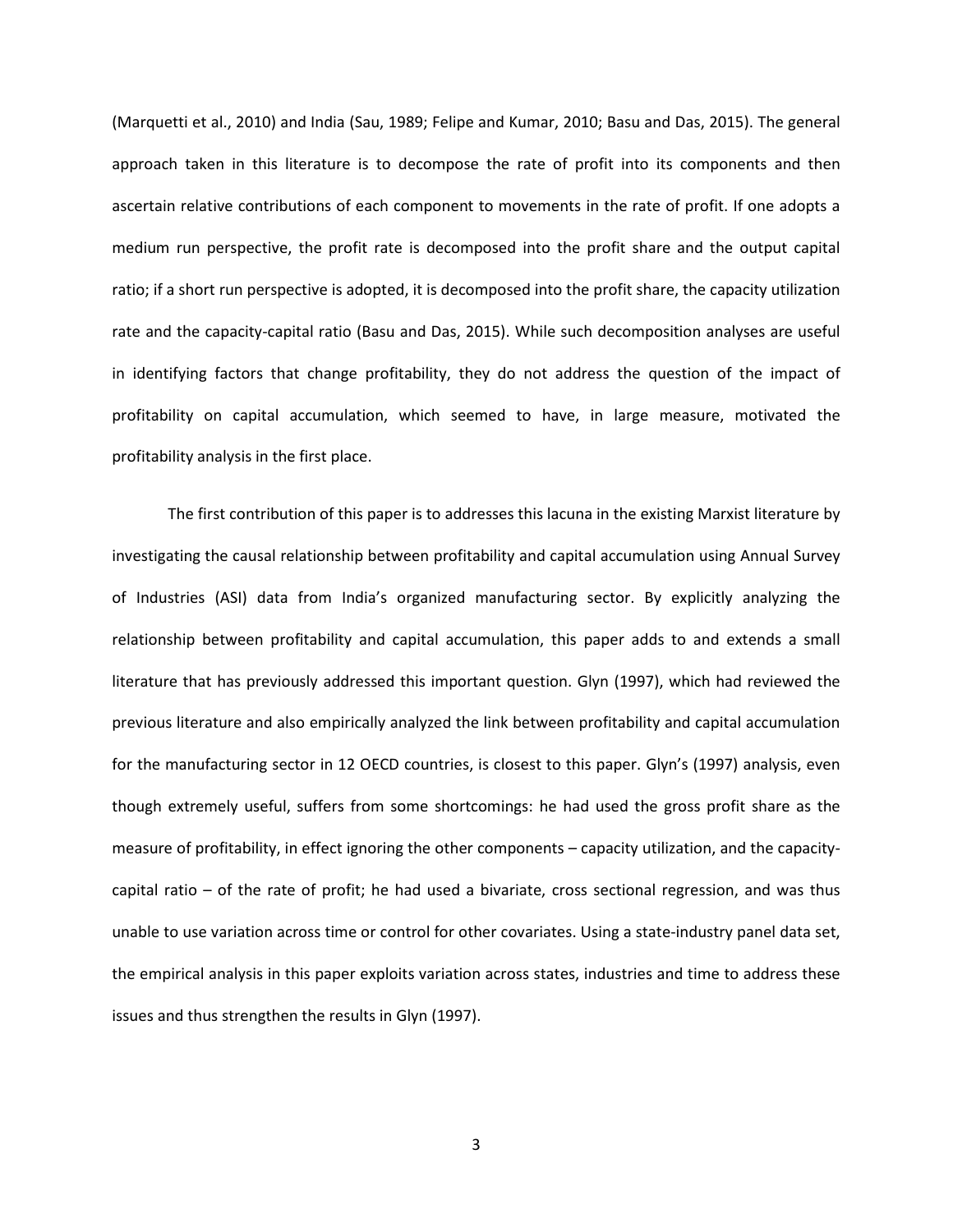(Marquetti et al., 2010) and India (Sau, 1989; Felipe and Kumar, 2010; Basu and Das, 2015). The general approach taken in this literature is to decompose the rate of profit into its components and then ascertain relative contributions of each component to movements in the rate of profit. If one adopts a medium run perspective, the profit rate is decomposed into the profit share and the output capital ratio; if a short run perspective is adopted, it is decomposed into the profit share, the capacity utilization rate and the capacity-capital ratio (Basu and Das, 2015). While such decomposition analyses are useful in identifying factors that change profitability, they do not address the question of the impact of profitability on capital accumulation, which seemed to have, in large measure, motivated the profitability analysis in the first place.

The first contribution of this paper is to addresses this lacuna in the existing Marxist literature by investigating the causal relationship between profitability and capital accumulation using Annual Survey of Industries (ASI) data from India's organized manufacturing sector. By explicitly analyzing the relationship between profitability and capital accumulation, this paper adds to and extends a small literature that has previously addressed this important question. Glyn (1997), which had reviewed the previous literature and also empirically analyzed the link between profitability and capital accumulation for the manufacturing sector in 12 OECD countries, is closest to this paper. Glyn's (1997) analysis, even though extremely useful, suffers from some shortcomings: he had used the gross profit share as the measure of profitability, in effect ignoring the other components – capacity utilization, and the capacity-capital ratio – of the rate of profit; he had used a bivariate, cross sectional regression, and was thus unable to use variation across time or control for other covariates. Using a state-industry panel data set, the empirical analysis in this paper exploits variation across states, industries and time to address these issues and thus strengthen the results in Glyn (1997).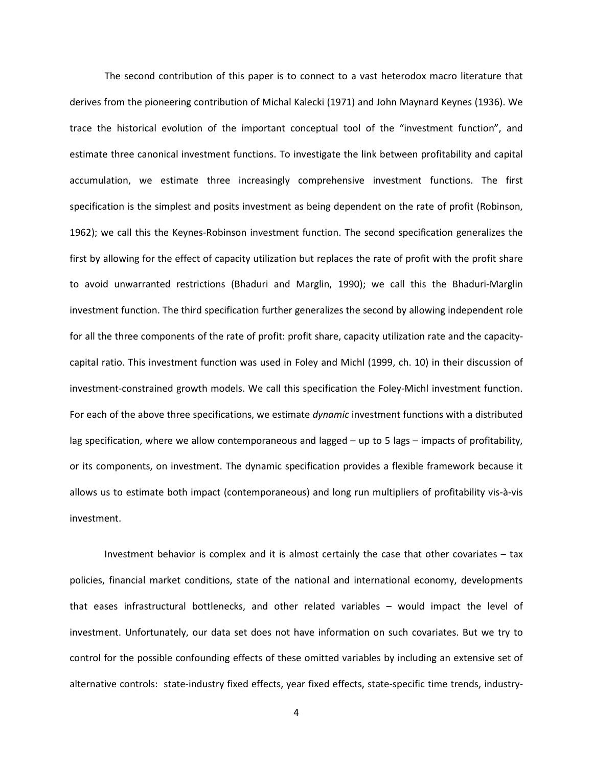The second contribution of this paper is to connect to a vast heterodox macro literature that derives from the pioneering contribution of Michal Kalecki (1971) and John Maynard Keynes (1936). We trace the historical evolution of the important conceptual tool of the "investment function", and estimate three canonical investment functions. To investigate the link between profitability and capital accumulation, we estimate three increasingly comprehensive investment functions. The first specification is the simplest and posits investment as being dependent on the rate of profit (Robinson, 1962); we call this the Keynes-Robinson investment function. The second specification generalizes the first by allowing for the effect of capacity utilization but replaces the rate of profit with the profit share to avoid unwarranted restrictions (Bhaduri and Marglin, 1990); we call this the Bhaduri-Marglin investment function. The third specification further generalizes the second by allowing independent role for all the three components of the rate of profit: profit share, capacity utilization rate and the capacity-capital ratio. This investment function was used in Foley and Michl (1999, ch. 10) in their discussion of investment-constrained growth models. We call this specification the Foley-Michl investment function. For each of the above three specifications, we estimate *dynamic* investment functions with a distributed lag specification, where we allow contemporaneous and lagged – up to 5 lags – impacts of profitability, or its components, on investment. The dynamic specification provides a flexible framework because it allows us to estimate both impact (contemporaneous) and long run multipliers of profitability vis-à-vis investment.

Investment behavior is complex and it is almost certainly the case that other covariates – tax policies, financial market conditions, state of the national and international economy, developments that eases infrastructural bottlenecks, and other related variables – would impact the level of investment. Unfortunately, our data set does not have information on such covariates. But we try to control for the possible confounding effects of these omitted variables by including an extensive set of alternative controls: state-industry fixed effects, year fixed effects, state-specific time trends, industry-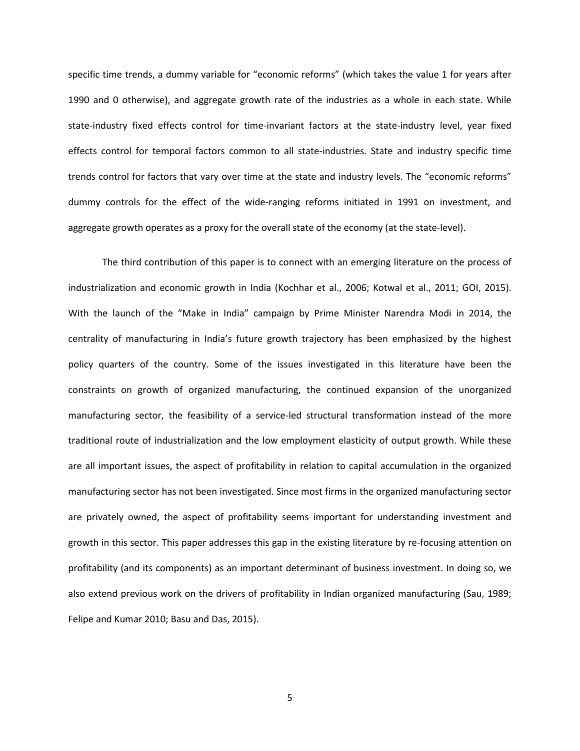specific time trends, a dummy variable for "economic reforms" (which takes the value 1 for years after 1990 and 0 otherwise), and aggregate growth rate of the industries as a whole in each state. While state-industry fixed effects control for time-invariant factors at the state-industry level, year fixed effects control for temporal factors common to all state-industries. State and industry specific time trends control for factors that vary over time at the state and industry levels. The "economic reforms" dummy controls for the effect of the wide-ranging reforms initiated in 1991 on investment, and aggregate growth operates as a proxy for the overall state of the economy (at the state-level).

The third contribution of this paper is to connect with an emerging literature on the process of industrialization and economic growth in India (Kochhar et al., 2006; Kotwal et al., 2011; GOI, 2015). With the launch of the "Make in India" campaign by Prime Minister Narendra Modi in 2014, the centrality of manufacturing in India's future growth trajectory has been emphasized by the highest policy quarters of the country. Some of the issues investigated in this literature have been the constraints on growth of organized manufacturing, the continued expansion of the unorganized manufacturing sector, the feasibility of a service-led structural transformation instead of the more traditional route of industrialization and the low employment elasticity of output growth. While these are all important issues, the aspect of profitability in relation to capital accumulation in the organized manufacturing sector has not been investigated. Since most firms in the organized manufacturing sector are privately owned, the aspect of profitability seems important for understanding investment and growth in this sector. This paper addresses this gap in the existing literature by re-focusing attention on profitability (and its components) as an important determinant of business investment. In doing so, we also extend previous work on the drivers of profitability in Indian organized manufacturing (Sau, 1989; Felipe and Kumar 2010; Basu and Das, 2015).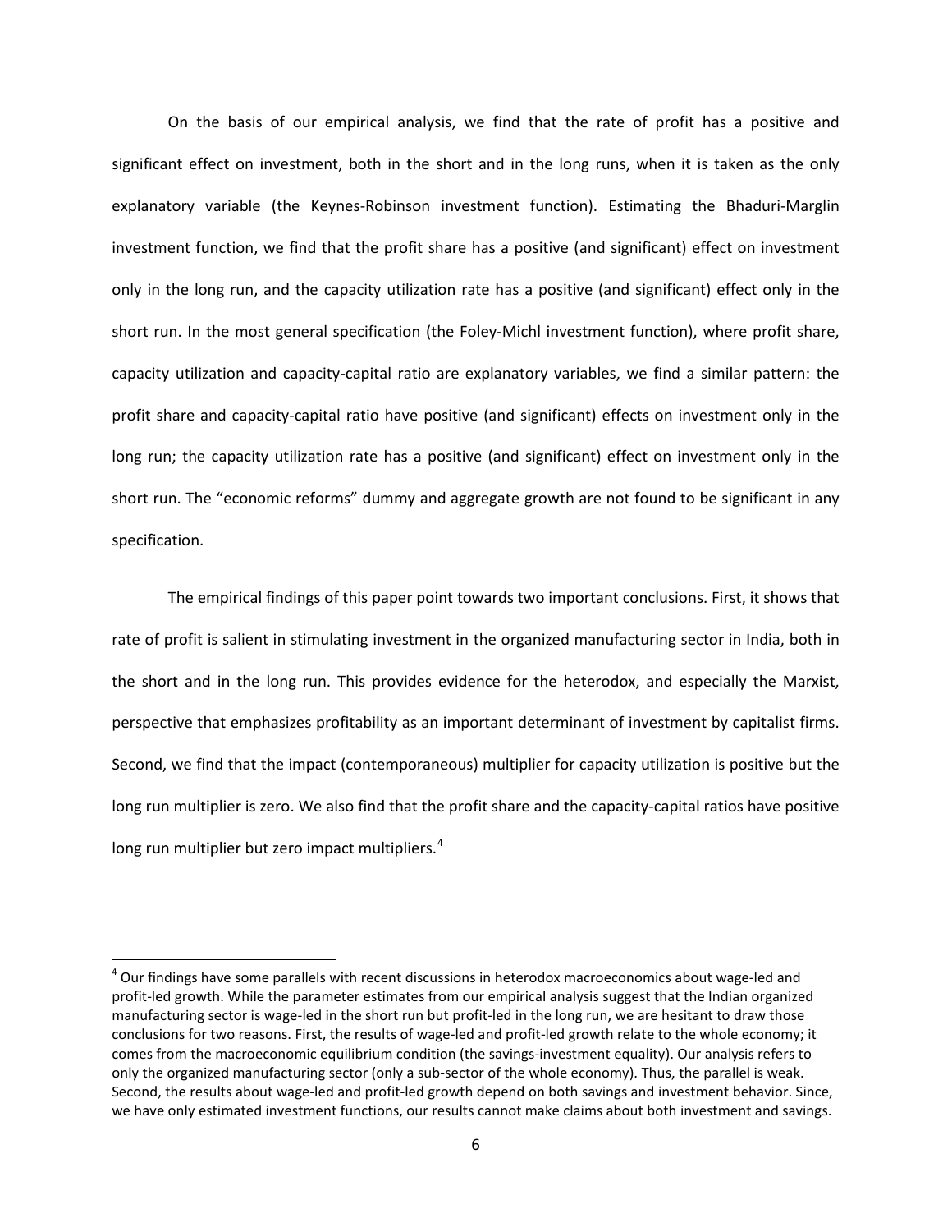On the basis of our empirical analysis, we find that the rate of profit has a positive and significant effect on investment, both in the short and in the long runs, when it is taken as the only explanatory variable (the Keynes-Robinson investment function). Estimating the Bhaduri-Marglin investment function, we find that the profit share has a positive (and significant) effect on investment only in the long run, and the capacity utilization rate has a positive (and significant) effect only in the short run. In the most general specification (the Foley-Michl investment function), where profit share, capacity utilization and capacity-capital ratio are explanatory variables, we find a similar pattern: the profit share and capacity-capital ratio have positive (and significant) effects on investment only in the long run; the capacity utilization rate has a positive (and significant) effect on investment only in the short run. The "economic reforms" dummy and aggregate growth are not found to be significant in any specification.

The empirical findings of this paper point towards two important conclusions. First, it shows that rate of profit is salient in stimulating investment in the organized manufacturing sector in India, both in the short and in the long run. This provides evidence for the heterodox, and especially the Marxist, perspective that emphasizes profitability as an important determinant of investment by capitalist firms. Second, we find that the impact (contemporaneous) multiplier for capacity utilization is positive but the long run multiplier is zero. We also find that the profit share and the capacity-capital ratios have positive long run multiplier but zero impact multipliers.[4]

[4] Our findings have some parallels with recent discussions in heterodox macroeconomics about wage-led and profit-led growth. While the parameter estimates from our empirical analysis suggest that the Indian organized manufacturing sector is wage-led in the short run but profit-led in the long run, we are hesitant to draw those conclusions for two reasons. First, the results of wage-led and profit-led growth relate to the whole economy; it comes from the macroeconomic equilibrium condition (the savings-investment equality). Our analysis refers to only the organized manufacturing sector (only a sub-sector of the whole economy). Thus, the parallel is weak. Second, the results about wage-led and profit-led growth depend on both savings and investment behavior. Since, we have only estimated investment functions, our results cannot make claims about both investment and savings.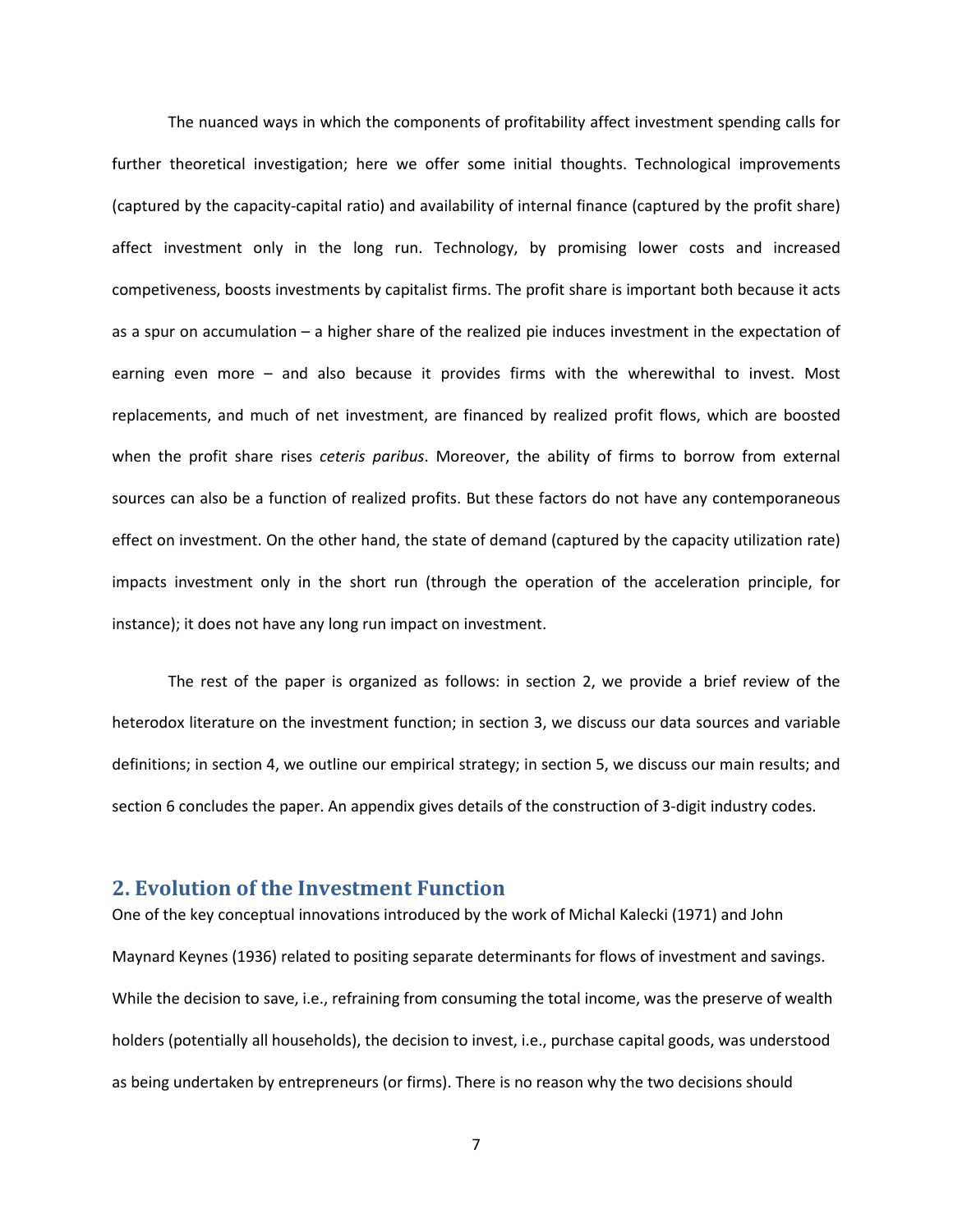The nuanced ways in which the components of profitability affect investment spending calls for further theoretical investigation; here we offer some initial thoughts. Technological improvements (captured by the capacity-capital ratio) and availability of internal finance (captured by the profit share) affect investment only in the long run. Technology, by promising lower costs and increased competiveness, boosts investments by capitalist firms. The profit share is important both because it acts as a spur on accumulation – a higher share of the realized pie induces investment in the expectation of earning even more – and also because it provides firms with the wherewithal to invest. Most replacements, and much of net investment, are financed by realized profit flows, which are boosted when the profit share rises *ceteris paribus*. Moreover, the ability of firms to borrow from external sources can also be a function of realized profits. But these factors do not have any contemporaneous effect on investment. On the other hand, the state of demand (captured by the capacity utilization rate) impacts investment only in the short run (through the operation of the acceleration principle, for instance); it does not have any long run impact on investment.

The rest of the paper is organized as follows: in section 2, we provide a brief review of the heterodox literature on the investment function; in section 3, we discuss our data sources and variable definitions; in section 4, we outline our empirical strategy; in section 5, we discuss our main results; and section 6 concludes the paper. An appendix gives details of the construction of 3-digit industry codes.

## 2. Evolution of the Investment Function

One of the key conceptual innovations introduced by the work of Michal Kalecki (1971) and John Maynard Keynes (1936) related to positing separate determinants for flows of investment and savings. While the decision to save, i.e., refraining from consuming the total income, was the preserve of wealth holders (potentially all households), the decision to invest, i.e., purchase capital goods, was understood as being undertaken by entrepreneurs (or firms). There is no reason why the two decisions should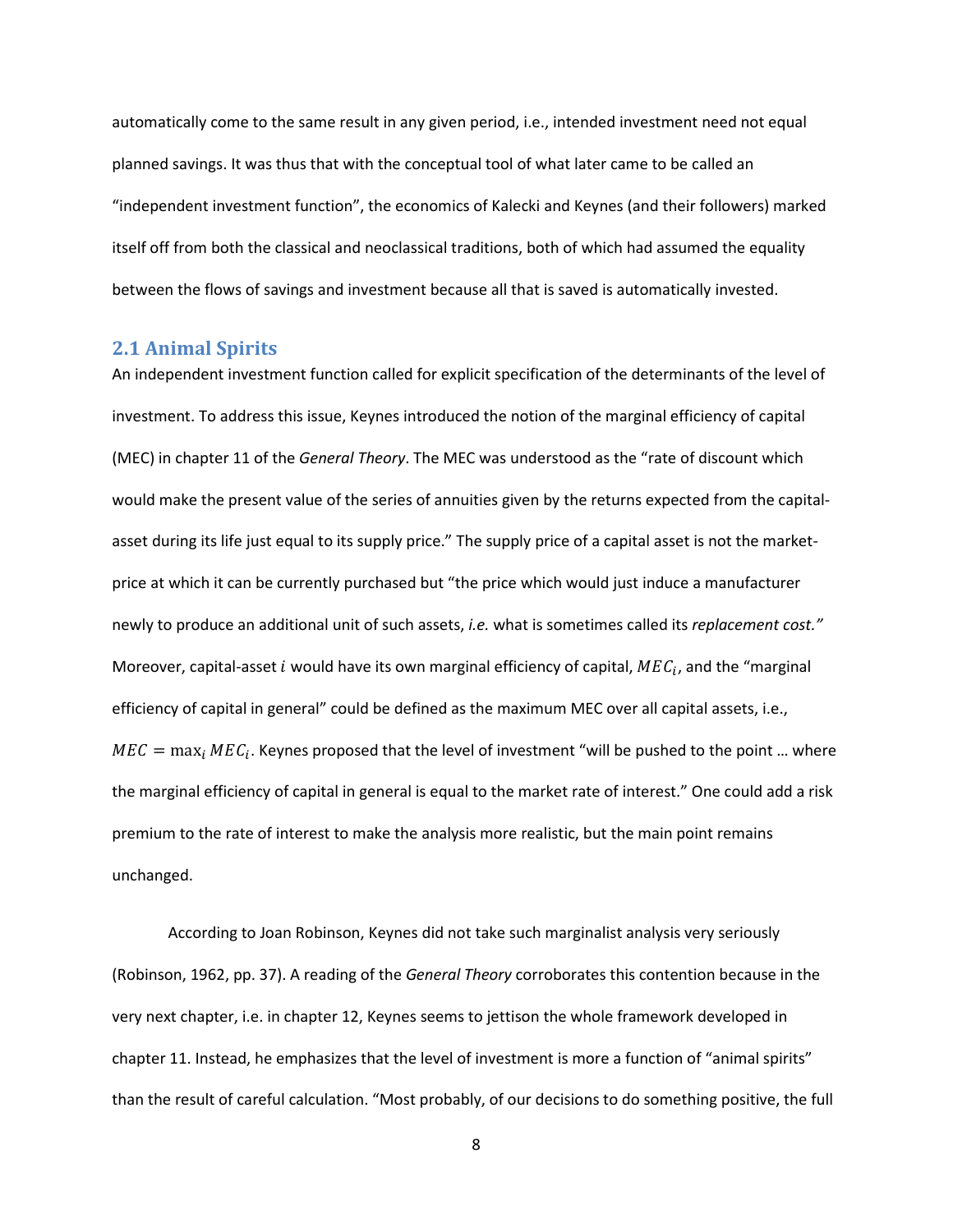automatically come to the same result in any given period, i.e., intended investment need not equal planned savings. It was thus that with the conceptual tool of what later came to be called an "independent investment function", the economics of Kalecki and Keynes (and their followers) marked itself off from both the classical and neoclassical traditions, both of which had assumed the equality between the flows of savings and investment because all that is saved is automatically invested.

## 2.1 Animal Spirits

An independent investment function called for explicit specification of the determinants of the level of investment. To address this issue, Keynes introduced the notion of the marginal efficiency of capital (MEC) in chapter 11 of the *General Theory*. The MEC was understood as the "rate of discount which would make the present value of the series of annuities given by the returns expected from the capital-asset during its life just equal to its supply price." The supply price of a capital asset is not the market-price at which it can be currently purchased but "the price which would just induce a manufacturer newly to produce an additional unit of such assets, *i.e.* what is sometimes called its *replacement cost."* Moreover, capital-asset $i$ would have its own marginal efficiency of capital, $MEC_i$, and the "marginal efficiency of capital in general" could be defined as the maximum MEC over all capital assets, i.e., $MEC = \max_i MEC_i$. Keynes proposed that the level of investment "will be pushed to the point … where the marginal efficiency of capital in general is equal to the market rate of interest." One could add a risk premium to the rate of interest to make the analysis more realistic, but the main point remains unchanged.

According to Joan Robinson, Keynes did not take such marginalist analysis very seriously (Robinson, 1962, pp. 37). A reading of the *General Theory* corroborates this contention because in the very next chapter, i.e. in chapter 12, Keynes seems to jettison the whole framework developed in chapter 11. Instead, he emphasizes that the level of investment is more a function of "animal spirits" than the result of careful calculation. "Most probably, of our decisions to do something positive, the full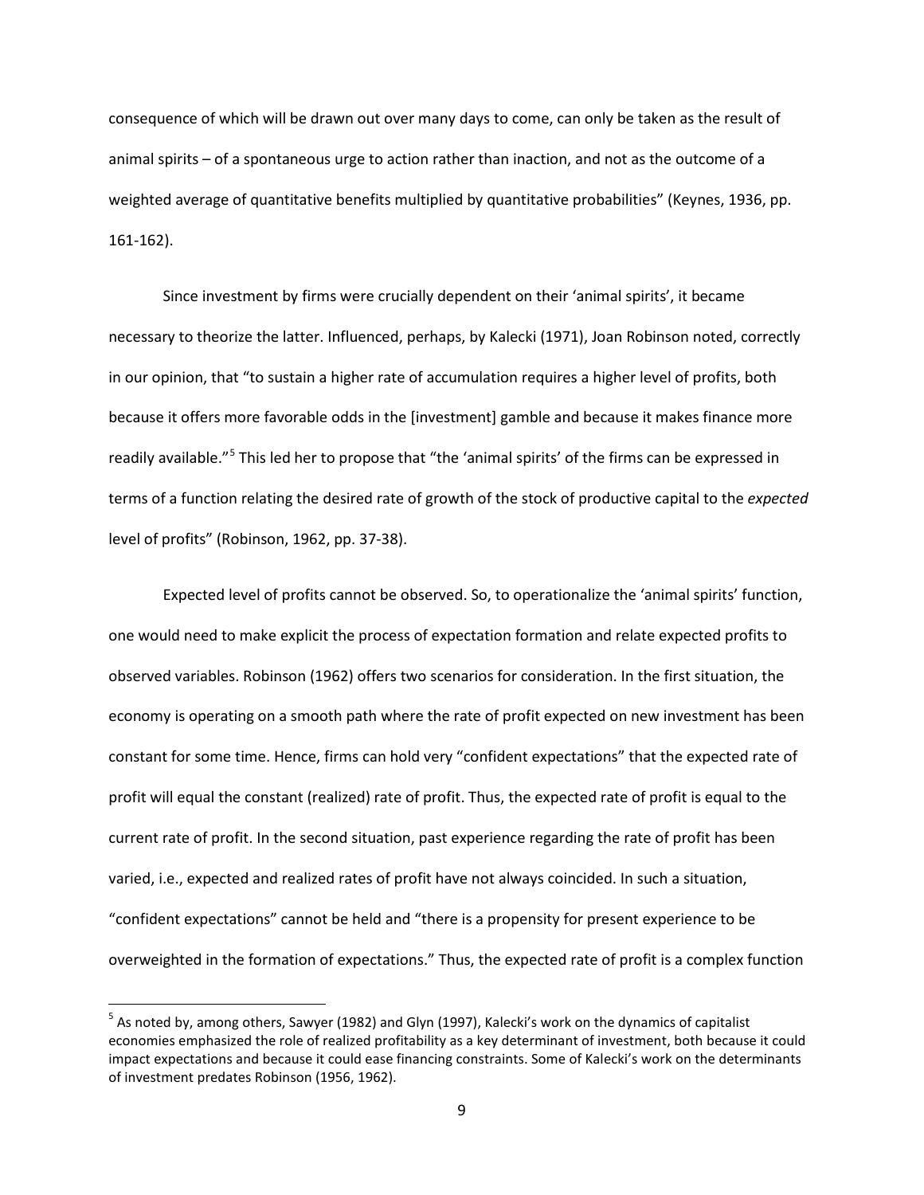consequence of which will be drawn out over many days to come, can only be taken as the result of animal spirits – of a spontaneous urge to action rather than inaction, and not as the outcome of a weighted average of quantitative benefits multiplied by quantitative probabilities" (Keynes, 1936, pp. 161-162).

Since investment by firms were crucially dependent on their 'animal spirits', it became necessary to theorize the latter. Influenced, perhaps, by Kalecki (1971), Joan Robinson noted, correctly in our opinion, that "to sustain a higher rate of accumulation requires a higher level of profits, both because it offers more favorable odds in the [investment] gamble and because it makes finance more readily available."[5] This led her to propose that "the 'animal spirits' of the firms can be expressed in terms of a function relating the desired rate of growth of the stock of productive capital to the *expected* level of profits" (Robinson, 1962, pp. 37-38).

Expected level of profits cannot be observed. So, to operationalize the 'animal spirits' function, one would need to make explicit the process of expectation formation and relate expected profits to observed variables. Robinson (1962) offers two scenarios for consideration. In the first situation, the economy is operating on a smooth path where the rate of profit expected on new investment has been constant for some time. Hence, firms can hold very "confident expectations" that the expected rate of profit will equal the constant (realized) rate of profit. Thus, the expected rate of profit is equal to the current rate of profit. In the second situation, past experience regarding the rate of profit has been varied, i.e., expected and realized rates of profit have not always coincided. In such a situation, "confident expectations" cannot be held and "there is a propensity for present experience to be overweighted in the formation of expectations." Thus, the expected rate of profit is a complex function

[5] As noted by, among others, Sawyer (1982) and Glyn (1997), Kalecki's work on the dynamics of capitalist economies emphasized the role of realized profitability as a key determinant of investment, both because it could impact expectations and because it could ease financing constraints. Some of Kalecki's work on the determinants of investment predates Robinson (1956, 1962).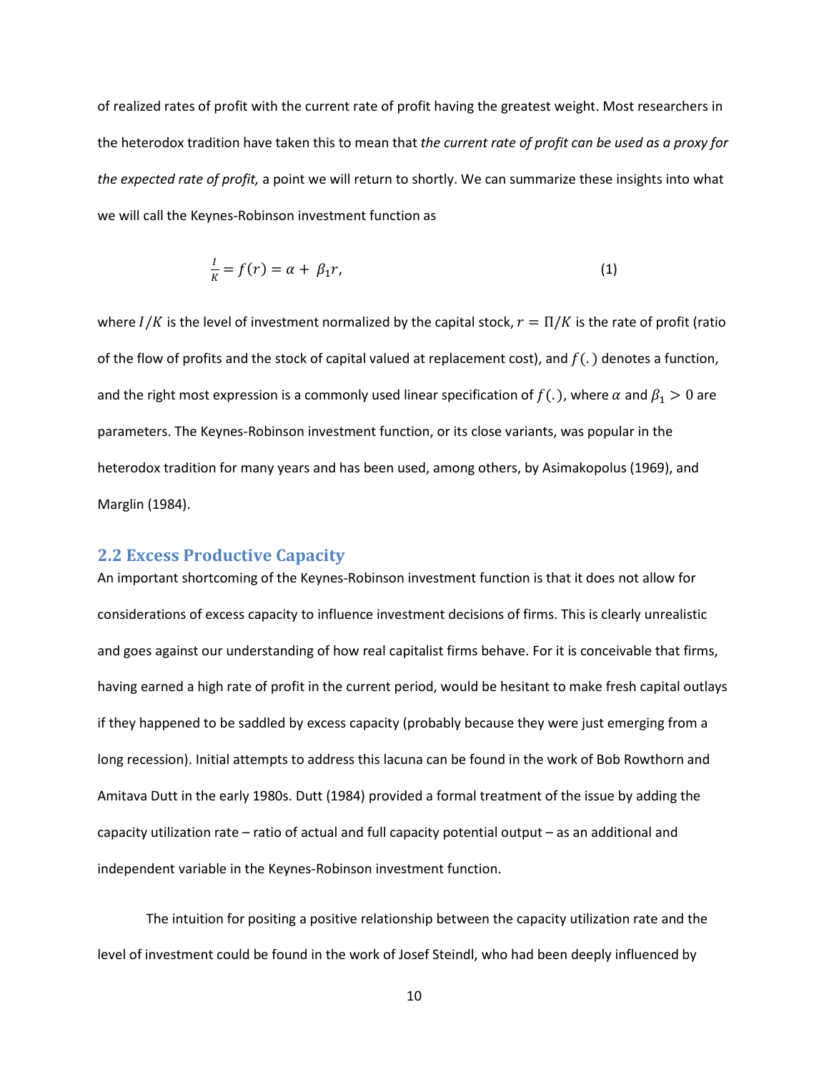of realized rates of profit with the current rate of profit having the greatest weight. Most researchers in the heterodox tradition have taken this to mean that *the current rate of profit can be used as a proxy for the expected rate of profit,* a point we will return to shortly. We can summarize these insights into what we will call the Keynes-Robinson investment function as

$$\frac{I}{K} = f(r) = \alpha + \beta_1 r, \tag{1}$$

where $I/K$ is the level of investment normalized by the capital stock, $r = \Pi/K$ is the rate of profit (ratio of the flow of profits and the stock of capital valued at replacement cost), and $f(.)$ denotes a function, and the right most expression is a commonly used linear specification of $f(.)$, where $\alpha$ and $\beta_1 > 0$ are parameters. The Keynes-Robinson investment function, or its close variants, was popular in the heterodox tradition for many years and has been used, among others, by Asimakopolus (1969), and Marglin (1984).

## 2.2 Excess Productive Capacity

An important shortcoming of the Keynes-Robinson investment function is that it does not allow for considerations of excess capacity to influence investment decisions of firms. This is clearly unrealistic and goes against our understanding of how real capitalist firms behave. For it is conceivable that firms, having earned a high rate of profit in the current period, would be hesitant to make fresh capital outlays if they happened to be saddled by excess capacity (probably because they were just emerging from a long recession). Initial attempts to address this lacuna can be found in the work of Bob Rowthorn and Amitava Dutt in the early 1980s. Dutt (1984) provided a formal treatment of the issue by adding the capacity utilization rate – ratio of actual and full capacity potential output – as an additional and independent variable in the Keynes-Robinson investment function.

The intuition for positing a positive relationship between the capacity utilization rate and the level of investment could be found in the work of Josef Steindl, who had been deeply influenced by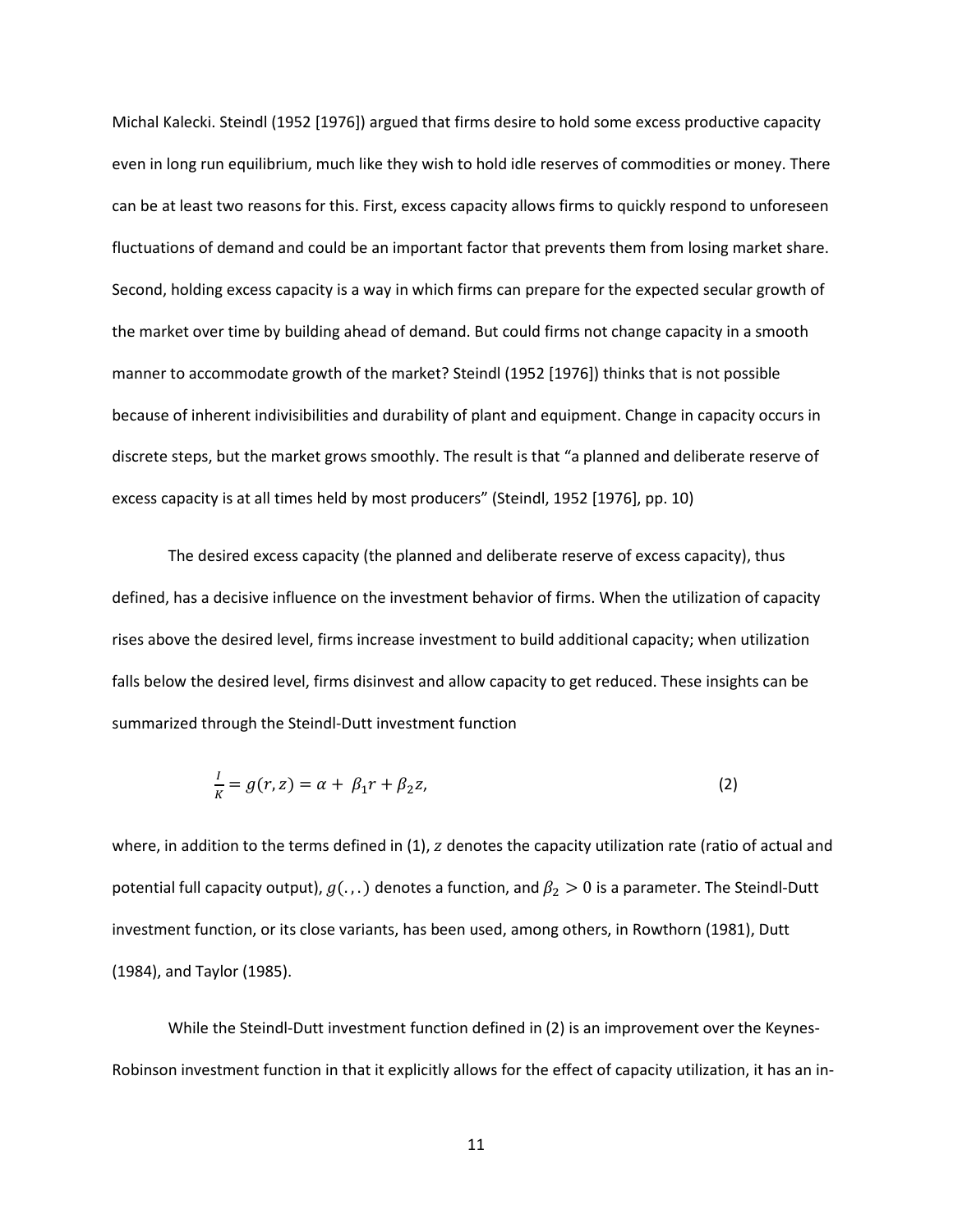Michal Kalecki. Steindl (1952 [1976]) argued that firms desire to hold some excess productive capacity even in long run equilibrium, much like they wish to hold idle reserves of commodities or money. There can be at least two reasons for this. First, excess capacity allows firms to quickly respond to unforeseen fluctuations of demand and could be an important factor that prevents them from losing market share. Second, holding excess capacity is a way in which firms can prepare for the expected secular growth of the market over time by building ahead of demand. But could firms not change capacity in a smooth manner to accommodate growth of the market? Steindl (1952 [1976]) thinks that is not possible because of inherent indivisibilities and durability of plant and equipment. Change in capacity occurs in discrete steps, but the market grows smoothly. The result is that "a planned and deliberate reserve of excess capacity is at all times held by most producers" (Steindl, 1952 [1976], pp. 10)

The desired excess capacity (the planned and deliberate reserve of excess capacity), thus defined, has a decisive influence on the investment behavior of firms. When the utilization of capacity rises above the desired level, firms increase investment to build additional capacity; when utilization falls below the desired level, firms disinvest and allow capacity to get reduced. These insights can be summarized through the Steindl-Dutt investment function

$$\frac{I}{K} = g(r, z) = \alpha + \beta_1 r + \beta_2 z, \tag{2}$$

where, in addition to the terms defined in (1), $z$ denotes the capacity utilization rate (ratio of actual and potential full capacity output), $g(.,.)$ denotes a function, and $\beta_2 > 0$ is a parameter. The Steindl-Dutt investment function, or its close variants, has been used, among others, in Rowthorn (1981), Dutt (1984), and Taylor (1985).

While the Steindl-Dutt investment function defined in (2) is an improvement over the Keynes-Robinson investment function in that it explicitly allows for the effect of capacity utilization, it has an in-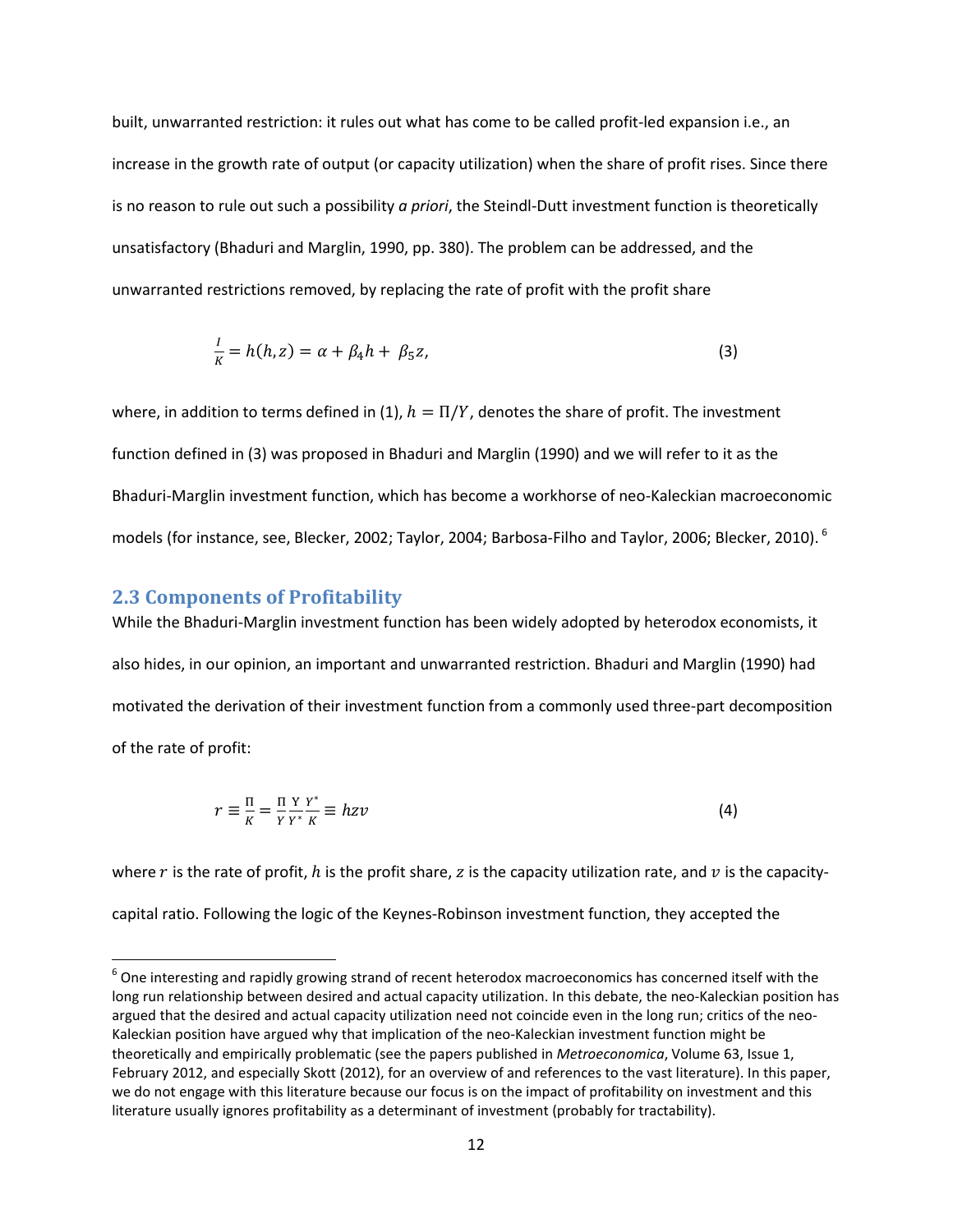built, unwarranted restriction: it rules out what has come to be called profit-led expansion i.e., an increase in the growth rate of output (or capacity utilization) when the share of profit rises. Since there is no reason to rule out such a possibility *a priori*, the Steindl-Dutt investment function is theoretically unsatisfactory (Bhaduri and Marglin, 1990, pp. 380). The problem can be addressed, and the unwarranted restrictions removed, by replacing the rate of profit with the profit share

$$\frac{I}{K} = h(h, z) = \alpha + \beta_4 h + \beta_5 z, \tag{3}$$

where, in addition to terms defined in (1), $h = \Pi/Y$, denotes the share of profit. The investment function defined in (3) was proposed in Bhaduri and Marglin (1990) and we will refer to it as the Bhaduri-Marglin investment function, which has become a workhorse of neo-Kaleckian macroeconomic models (for instance, see, Blecker, 2002; Taylor, 2004; Barbosa-Filho and Taylor, 2006; Blecker, 2010).[6]

## 2.3 Components of Profitability

While the Bhaduri-Marglin investment function has been widely adopted by heterodox economists, it also hides, in our opinion, an important and unwarranted restriction. Bhaduri and Marglin (1990) had motivated the derivation of their investment function from a commonly used three-part decomposition of the rate of profit:

$$r \equiv \frac{\Pi}{K} = \frac{\Pi}{Y}\frac{Y}{Y^*}\frac{Y^*}{K} \equiv hzv \tag{4}$$

where $r$ is the rate of profit, $h$ is the profit share, $z$ is the capacity utilization rate, and $v$ is the capacity-capital ratio. Following the logic of the Keynes-Robinson investment function, they accepted the

[6] One interesting and rapidly growing strand of recent heterodox macroeconomics has concerned itself with the long run relationship between desired and actual capacity utilization. In this debate, the neo-Kaleckian position has argued that the desired and actual capacity utilization need not coincide even in the long run; critics of the neo-Kaleckian position have argued why that implication of the neo-Kaleckian investment function might be theoretically and empirically problematic (see the papers published in *Metroeconomica*, Volume 63, Issue 1, February 2012, and especially Skott (2012), for an overview of and references to the vast literature). In this paper, we do not engage with this literature because our focus is on the impact of profitability on investment and this literature usually ignores profitability as a determinant of investment (probably for tractability).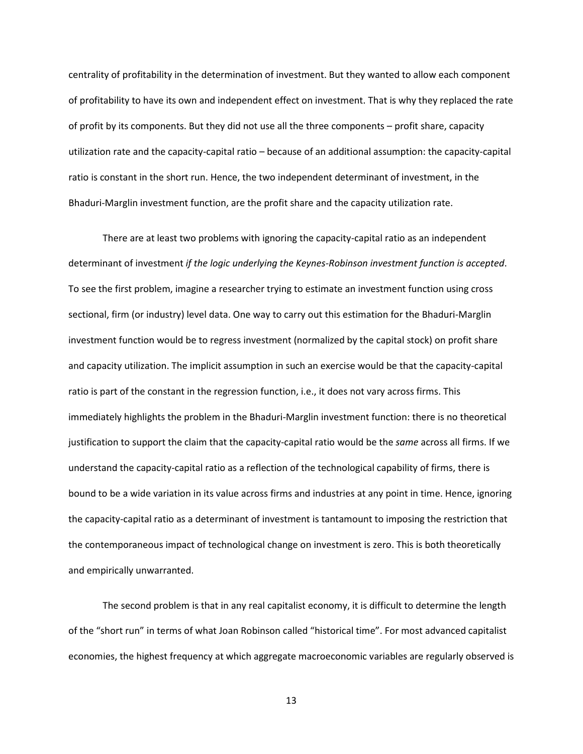centrality of profitability in the determination of investment. But they wanted to allow each component of profitability to have its own and independent effect on investment. That is why they replaced the rate of profit by its components. But they did not use all the three components – profit share, capacity utilization rate and the capacity-capital ratio – because of an additional assumption: the capacity-capital ratio is constant in the short run. Hence, the two independent determinant of investment, in the Bhaduri-Marglin investment function, are the profit share and the capacity utilization rate.

There are at least two problems with ignoring the capacity-capital ratio as an independent determinant of investment *if the logic underlying the Keynes-Robinson investment function is accepted*. To see the first problem, imagine a researcher trying to estimate an investment function using cross sectional, firm (or industry) level data. One way to carry out this estimation for the Bhaduri-Marglin investment function would be to regress investment (normalized by the capital stock) on profit share and capacity utilization. The implicit assumption in such an exercise would be that the capacity-capital ratio is part of the constant in the regression function, i.e., it does not vary across firms. This immediately highlights the problem in the Bhaduri-Marglin investment function: there is no theoretical justification to support the claim that the capacity-capital ratio would be the *same* across all firms. If we understand the capacity-capital ratio as a reflection of the technological capability of firms, there is bound to be a wide variation in its value across firms and industries at any point in time. Hence, ignoring the capacity-capital ratio as a determinant of investment is tantamount to imposing the restriction that the contemporaneous impact of technological change on investment is zero. This is both theoretically and empirically unwarranted.

The second problem is that in any real capitalist economy, it is difficult to determine the length of the "short run" in terms of what Joan Robinson called "historical time". For most advanced capitalist economies, the highest frequency at which aggregate macroeconomic variables are regularly observed is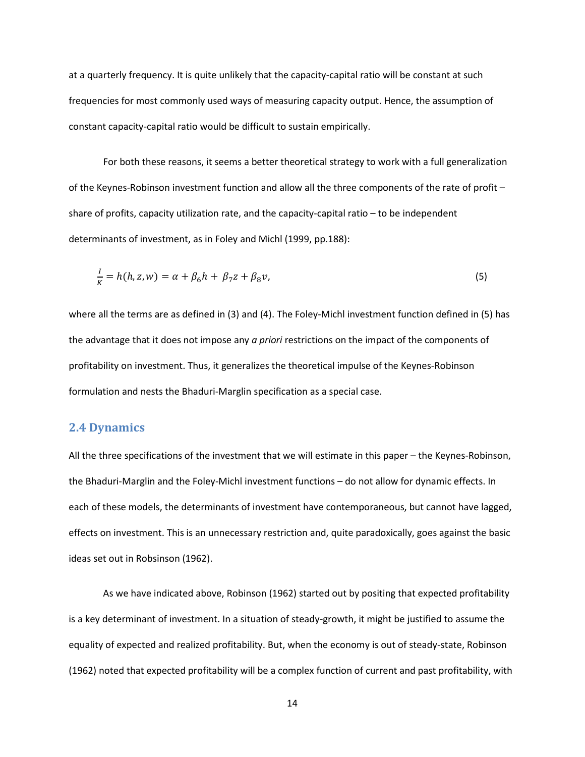at a quarterly frequency. It is quite unlikely that the capacity-capital ratio will be constant at such frequencies for most commonly used ways of measuring capacity output. Hence, the assumption of constant capacity-capital ratio would be difficult to sustain empirically.

For both these reasons, it seems a better theoretical strategy to work with a full generalization of the Keynes-Robinson investment function and allow all the three components of the rate of profit – share of profits, capacity utilization rate, and the capacity-capital ratio – to be independent determinants of investment, as in Foley and Michl (1999, pp.188):

$$\frac{I}{K} = h(h, z, w) = \alpha + \beta_6 h + \beta_7 z + \beta_8 v, \tag{5}$$

where all the terms are as defined in (3) and (4). The Foley-Michl investment function defined in (5) has the advantage that it does not impose any *a priori* restrictions on the impact of the components of profitability on investment. Thus, it generalizes the theoretical impulse of the Keynes-Robinson formulation and nests the Bhaduri-Marglin specification as a special case.

## 2.4 Dynamics

All the three specifications of the investment that we will estimate in this paper – the Keynes-Robinson, the Bhaduri-Marglin and the Foley-Michl investment functions – do not allow for dynamic effects. In each of these models, the determinants of investment have contemporaneous, but cannot have lagged, effects on investment. This is an unnecessary restriction and, quite paradoxically, goes against the basic ideas set out in Robsinson (1962).

As we have indicated above, Robinson (1962) started out by positing that expected profitability is a key determinant of investment. In a situation of steady-growth, it might be justified to assume the equality of expected and realized profitability. But, when the economy is out of steady-state, Robinson (1962) noted that expected profitability will be a complex function of current and past profitability, with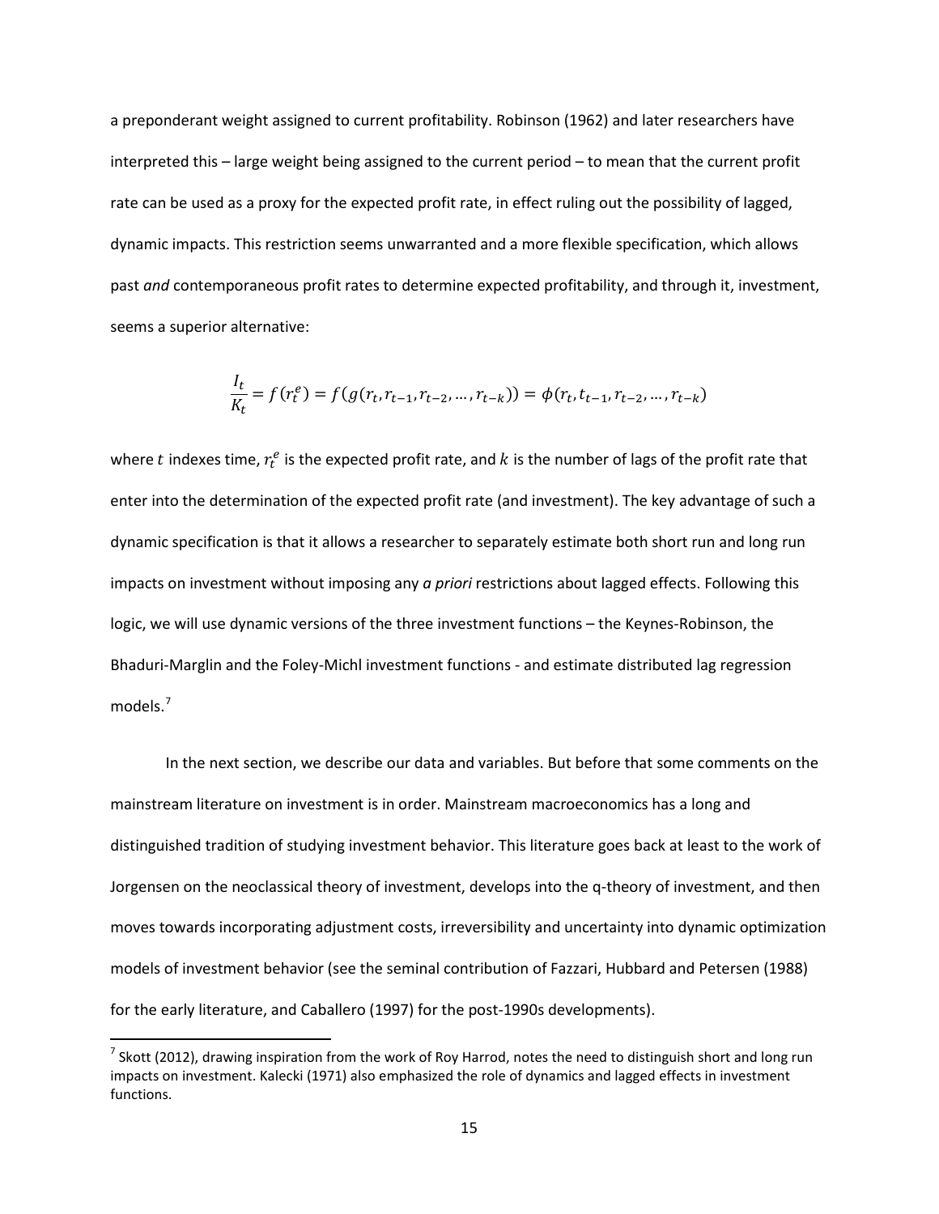a preponderant weight assigned to current profitability. Robinson (1962) and later researchers have interpreted this – large weight being assigned to the current period – to mean that the current profit rate can be used as a proxy for the expected profit rate, in effect ruling out the possibility of lagged, dynamic impacts. This restriction seems unwarranted and a more flexible specification, which allows past *and* contemporaneous profit rates to determine expected profitability, and through it, investment, seems a superior alternative:

$$\frac{I_t}{K_t} = f(r_t^e) = f(g(r_t, r_{t-1}, r_{t-2}, \dots, r_{t-k})) = \phi(r_t, t_{t-1}, r_{t-2}, \dots, r_{t-k})$$

where $t$ indexes time, $r_t^e$ is the expected profit rate, and $k$ is the number of lags of the profit rate that enter into the determination of the expected profit rate (and investment). The key advantage of such a dynamic specification is that it allows a researcher to separately estimate both short run and long run impacts on investment without imposing any *a priori* restrictions about lagged effects. Following this logic, we will use dynamic versions of the three investment functions – the Keynes-Robinson, the Bhaduri-Marglin and the Foley-Michl investment functions - and estimate distributed lag regression models.[7]

In the next section, we describe our data and variables. But before that some comments on the mainstream literature on investment is in order. Mainstream macroeconomics has a long and distinguished tradition of studying investment behavior. This literature goes back at least to the work of Jorgensen on the neoclassical theory of investment, develops into the q-theory of investment, and then moves towards incorporating adjustment costs, irreversibility and uncertainty into dynamic optimization models of investment behavior (see the seminal contribution of Fazzari, Hubbard and Petersen (1988) for the early literature, and Caballero (1997) for the post-1990s developments).

[7] Skott (2012), drawing inspiration from the work of Roy Harrod, notes the need to distinguish short and long run impacts on investment. Kalecki (1971) also emphasized the role of dynamics and lagged effects in investment functions.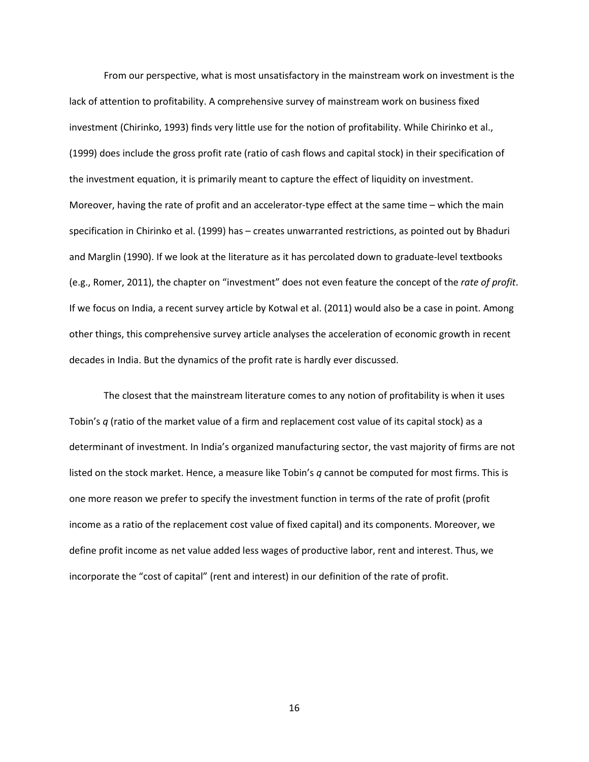From our perspective, what is most unsatisfactory in the mainstream work on investment is the lack of attention to profitability. A comprehensive survey of mainstream work on business fixed investment (Chirinko, 1993) finds very little use for the notion of profitability. While Chirinko et al., (1999) does include the gross profit rate (ratio of cash flows and capital stock) in their specification of the investment equation, it is primarily meant to capture the effect of liquidity on investment. Moreover, having the rate of profit and an accelerator-type effect at the same time – which the main specification in Chirinko et al. (1999) has – creates unwarranted restrictions, as pointed out by Bhaduri and Marglin (1990). If we look at the literature as it has percolated down to graduate-level textbooks (e.g., Romer, 2011), the chapter on "investment" does not even feature the concept of the *rate of profit*. If we focus on India, a recent survey article by Kotwal et al. (2011) would also be a case in point. Among other things, this comprehensive survey article analyses the acceleration of economic growth in recent decades in India. But the dynamics of the profit rate is hardly ever discussed.

The closest that the mainstream literature comes to any notion of profitability is when it uses Tobin's *q* (ratio of the market value of a firm and replacement cost value of its capital stock) as a determinant of investment. In India's organized manufacturing sector, the vast majority of firms are not listed on the stock market. Hence, a measure like Tobin's *q* cannot be computed for most firms. This is one more reason we prefer to specify the investment function in terms of the rate of profit (profit income as a ratio of the replacement cost value of fixed capital) and its components. Moreover, we define profit income as net value added less wages of productive labor, rent and interest. Thus, we incorporate the "cost of capital" (rent and interest) in our definition of the rate of profit.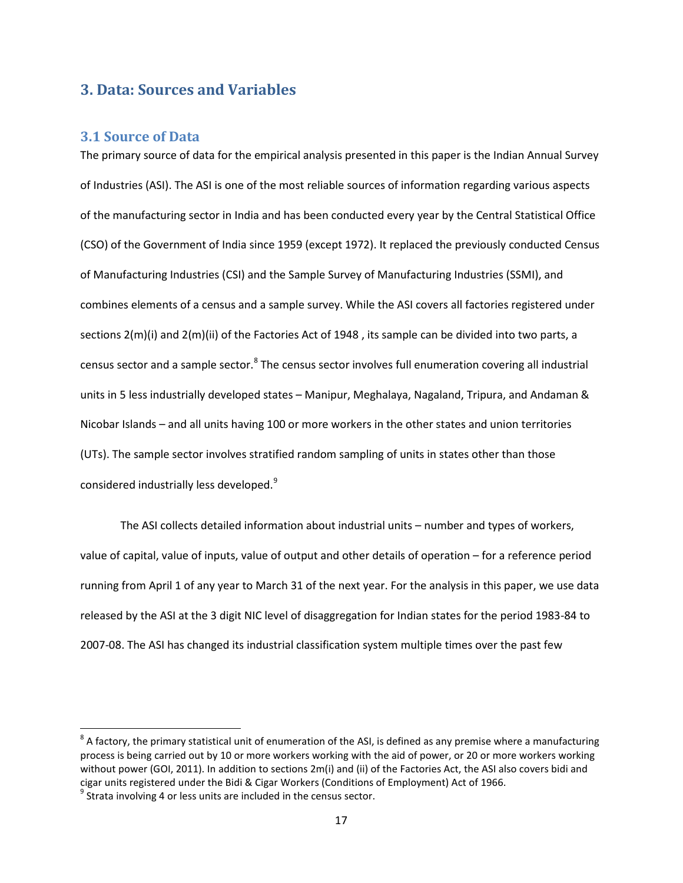## 3. Data: Sources and Variables

### 3.1 Source of Data

The primary source of data for the empirical analysis presented in this paper is the Indian Annual Survey of Industries (ASI). The ASI is one of the most reliable sources of information regarding various aspects of the manufacturing sector in India and has been conducted every year by the Central Statistical Office (CSO) of the Government of India since 1959 (except 1972). It replaced the previously conducted Census of Manufacturing Industries (CSI) and the Sample Survey of Manufacturing Industries (SSMI), and combines elements of a census and a sample survey. While the ASI covers all factories registered under sections 2(m)(i) and 2(m)(ii) of the Factories Act of 1948 , its sample can be divided into two parts, a census sector and a sample sector.[8] The census sector involves full enumeration covering all industrial units in 5 less industrially developed states – Manipur, Meghalaya, Nagaland, Tripura, and Andaman & Nicobar Islands – and all units having 100 or more workers in the other states and union territories (UTs). The sample sector involves stratified random sampling of units in states other than those considered industrially less developed.[9]

The ASI collects detailed information about industrial units – number and types of workers, value of capital, value of inputs, value of output and other details of operation – for a reference period running from April 1 of any year to March 31 of the next year. For the analysis in this paper, we use data released by the ASI at the 3 digit NIC level of disaggregation for Indian states for the period 1983-84 to 2007-08. The ASI has changed its industrial classification system multiple times over the past few

[8] A factory, the primary statistical unit of enumeration of the ASI, is defined as any premise where a manufacturing process is being carried out by 10 or more workers working with the aid of power, or 20 or more workers working without power (GOI, 2011). In addition to sections 2m(i) and (ii) of the Factories Act, the ASI also covers bidi and cigar units registered under the Bidi & Cigar Workers (Conditions of Employment) Act of 1966.

[9] Strata involving 4 or less units are included in the census sector.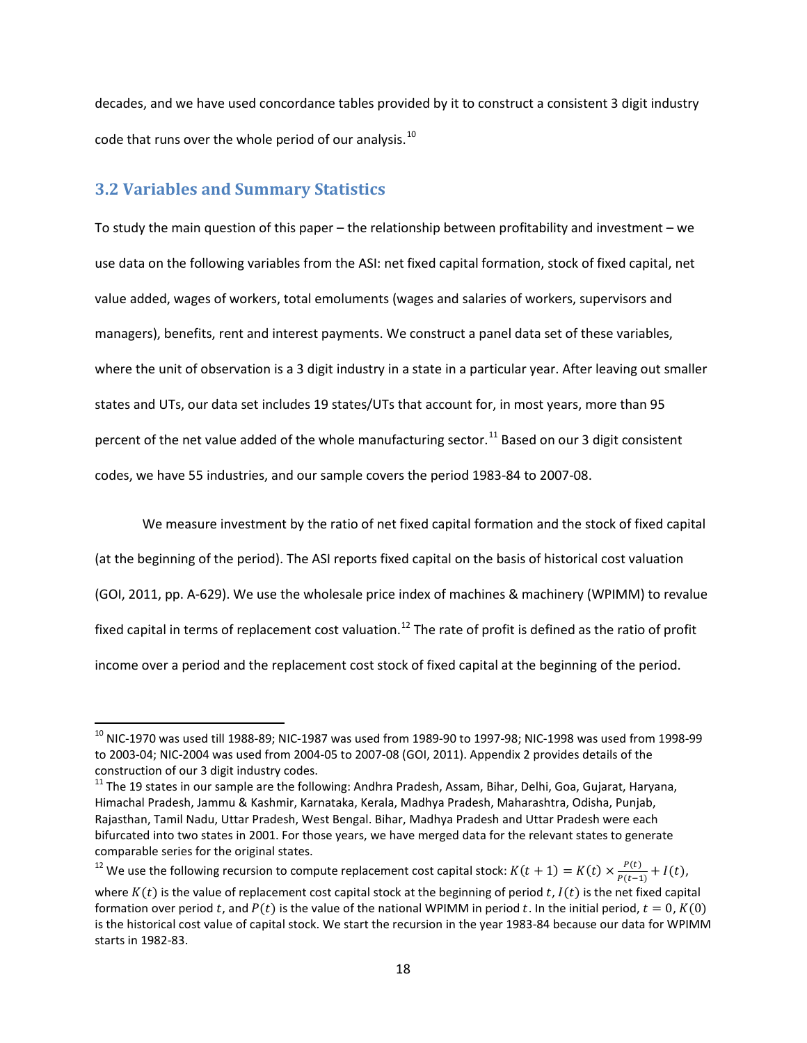decades, and we have used concordance tables provided by it to construct a consistent 3 digit industry code that runs over the whole period of our analysis.[10]

### 3.2 Variables and Summary Statistics

To study the main question of this paper – the relationship between profitability and investment – we use data on the following variables from the ASI: net fixed capital formation, stock of fixed capital, net value added, wages of workers, total emoluments (wages and salaries of workers, supervisors and managers), benefits, rent and interest payments. We construct a panel data set of these variables, where the unit of observation is a 3 digit industry in a state in a particular year. After leaving out smaller states and UTs, our data set includes 19 states/UTs that account for, in most years, more than 95 percent of the net value added of the whole manufacturing sector.[11] Based on our 3 digit consistent codes, we have 55 industries, and our sample covers the period 1983-84 to 2007-08.

We measure investment by the ratio of net fixed capital formation and the stock of fixed capital (at the beginning of the period). The ASI reports fixed capital on the basis of historical cost valuation (GOI, 2011, pp. A-629). We use the wholesale price index of machines & machinery (WPIMM) to revalue fixed capital in terms of replacement cost valuation.[12] The rate of profit is defined as the ratio of profit income over a period and the replacement cost stock of fixed capital at the beginning of the period.

---

[10] NIC-1970 was used till 1988-89; NIC-1987 was used from 1989-90 to 1997-98; NIC-1998 was used from 1998-99 to 2003-04; NIC-2004 was used from 2004-05 to 2007-08 (GOI, 2011). Appendix 2 provides details of the construction of our 3 digit industry codes.

[11] The 19 states in our sample are the following: Andhra Pradesh, Assam, Bihar, Delhi, Goa, Gujarat, Haryana, Himachal Pradesh, Jammu & Kashmir, Karnataka, Kerala, Madhya Pradesh, Maharashtra, Odisha, Punjab, Rajasthan, Tamil Nadu, Uttar Pradesh, West Bengal. Bihar, Madhya Pradesh and Uttar Pradesh were each bifurcated into two states in 2001. For those years, we have merged data for the relevant states to generate comparable series for the original states.

[12] We use the following recursion to compute replacement cost capital stock: $K(t+1) = K(t) \times \frac{P(t)}{P(t-1)} + I(t)$, where $K(t)$ is the value of replacement cost capital stock at the beginning of period $t$, $I(t)$ is the net fixed capital formation over period $t$, and $P(t)$ is the value of the national WPIMM in period $t$. In the initial period, $t = 0$, $K(0)$ is the historical cost value of capital stock. We start the recursion in the year 1983-84 because our data for WPIMM starts in 1982-83.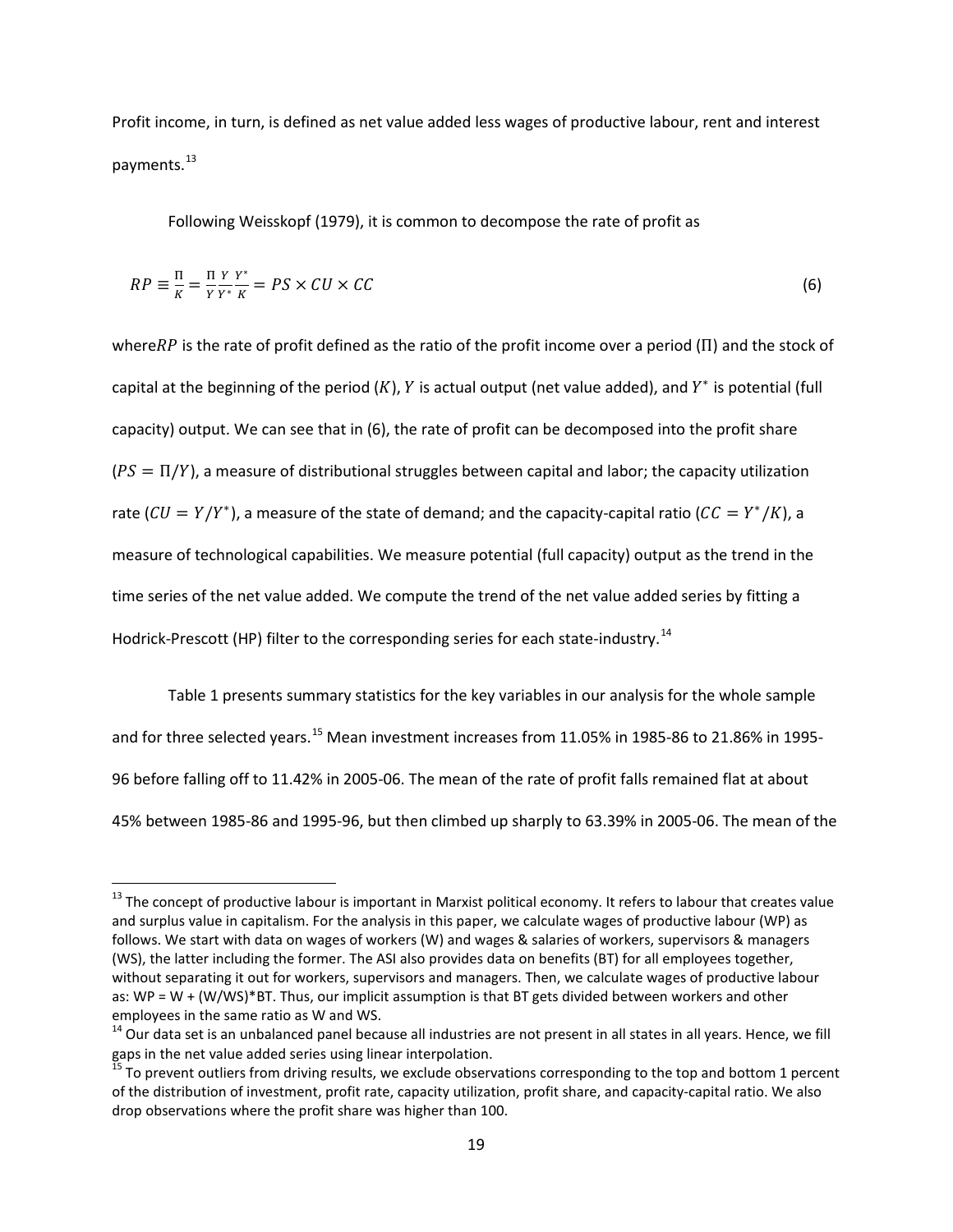Profit income, in turn, is defined as net value added less wages of productive labour, rent and interest payments.[13]

Following Weisskopf (1979), it is common to decompose the rate of profit as

$$RP \equiv \frac{\Pi}{K} = \frac{\Pi}{Y}\frac{Y}{Y^*}\frac{Y^*}{K} = PS \times CU \times CC \tag{6}$$

where$RP$ is the rate of profit defined as the ratio of the profit income over a period ($\Pi$) and the stock of capital at the beginning of the period ($K$), $Y$ is actual output (net value added), and $Y^*$ is potential (full capacity) output. We can see that in (6), the rate of profit can be decomposed into the profit share ($PS = \Pi/Y$), a measure of distributional struggles between capital and labor; the capacity utilization rate ($CU = Y/Y^*$), a measure of the state of demand; and the capacity-capital ratio ($CC = Y^*/K$), a measure of technological capabilities. We measure potential (full capacity) output as the trend in the time series of the net value added. We compute the trend of the net value added series by fitting a Hodrick-Prescott (HP) filter to the corresponding series for each state-industry.[14]

Table 1 presents summary statistics for the key variables in our analysis for the whole sample and for three selected years.[15] Mean investment increases from 11.05% in 1985-86 to 21.86% in 1995-96 before falling off to 11.42% in 2005-06. The mean of the rate of profit falls remained flat at about 45% between 1985-86 and 1995-96, but then climbed up sharply to 63.39% in 2005-06. The mean of the

---

[13] The concept of productive labour is important in Marxist political economy. It refers to labour that creates value and surplus value in capitalism. For the analysis in this paper, we calculate wages of productive labour (WP) as follows. We start with data on wages of workers (W) and wages & salaries of workers, supervisors & managers (WS), the latter including the former. The ASI also provides data on benefits (BT) for all employees together, without separating it out for workers, supervisors and managers. Then, we calculate wages of productive labour as: WP = W + (W/WS)*BT. Thus, our implicit assumption is that BT gets divided between workers and other employees in the same ratio as W and WS.

[14] Our data set is an unbalanced panel because all industries are not present in all states in all years. Hence, we fill gaps in the net value added series using linear interpolation.

[15] To prevent outliers from driving results, we exclude observations corresponding to the top and bottom 1 percent of the distribution of investment, profit rate, capacity utilization, profit share, and capacity-capital ratio. We also drop observations where the profit share was higher than 100.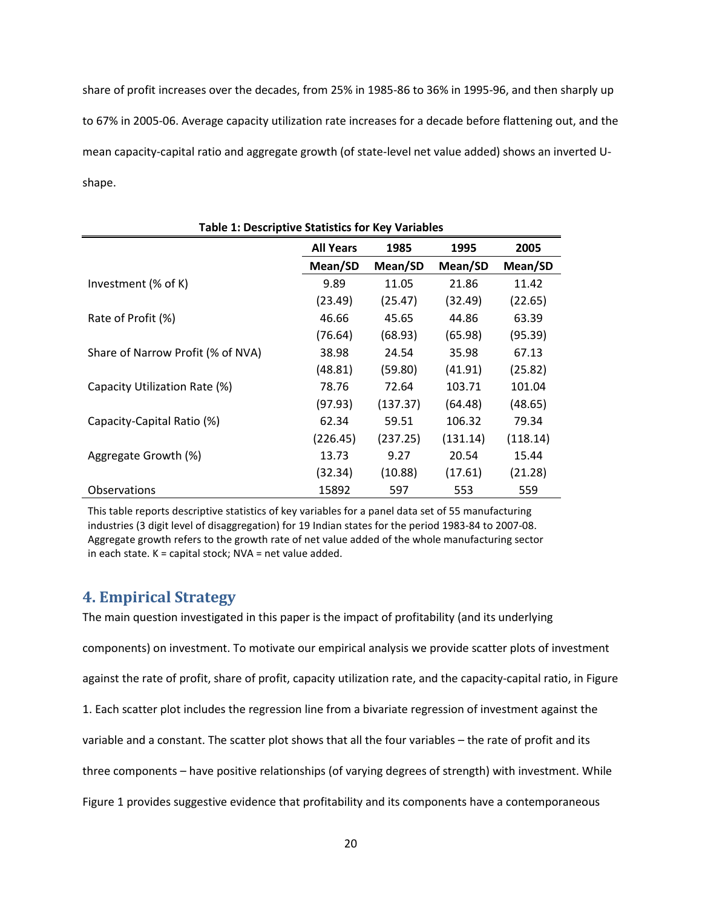share of profit increases over the decades, from 25% in 1985-86 to 36% in 1995-96, and then sharply up to 67% in 2005-06. Average capacity utilization rate increases for a decade before flattening out, and the mean capacity-capital ratio and aggregate growth (of state-level net value added) shows an inverted U-shape.

**Table 1: Descriptive Statistics for Key Variables**

| | All Years | 1985 | 1995 | 2005 |
|---|---|---|---|---|
| | Mean/SD | Mean/SD | Mean/SD | Mean/SD |
| Investment (% of K) | 9.89 | 11.05 | 21.86 | 11.42 |
| | (23.49) | (25.47) | (32.49) | (22.65) |
| Rate of Profit (%) | 46.66 | 45.65 | 44.86 | 63.39 |
| | (76.64) | (68.93) | (65.98) | (95.39) |
| Share of Narrow Profit (% of NVA) | 38.98 | 24.54 | 35.98 | 67.13 |
| | (48.81) | (59.80) | (41.91) | (25.82) |
| Capacity Utilization Rate (%) | 78.76 | 72.64 | 103.71 | 101.04 |
| | (97.93) | (137.37) | (64.48) | (48.65) |
| Capacity-Capital Ratio (%) | 62.34 | 59.51 | 106.32 | 79.34 |
| | (226.45) | (237.25) | (131.14) | (118.14) |
| Aggregate Growth (%) | 13.73 | 9.27 | 20.54 | 15.44 |
| | (32.34) | (10.88) | (17.61) | (21.28) |
| Observations | 15892 | 597 | 553 | 559 |

This table reports descriptive statistics of key variables for a panel data set of 55 manufacturing industries (3 digit level of disaggregation) for 19 Indian states for the period 1983-84 to 2007-08. Aggregate growth refers to the growth rate of net value added of the whole manufacturing sector in each state. K = capital stock; NVA = net value added.

## 4. Empirical Strategy

The main question investigated in this paper is the impact of profitability (and its underlying components) on investment. To motivate our empirical analysis we provide scatter plots of investment against the rate of profit, share of profit, capacity utilization rate, and the capacity-capital ratio, in Figure 1. Each scatter plot includes the regression line from a bivariate regression of investment against the variable and a constant. The scatter plot shows that all the four variables – the rate of profit and its three components – have positive relationships (of varying degrees of strength) with investment. While Figure 1 provides suggestive evidence that profitability and its components have a contemporaneous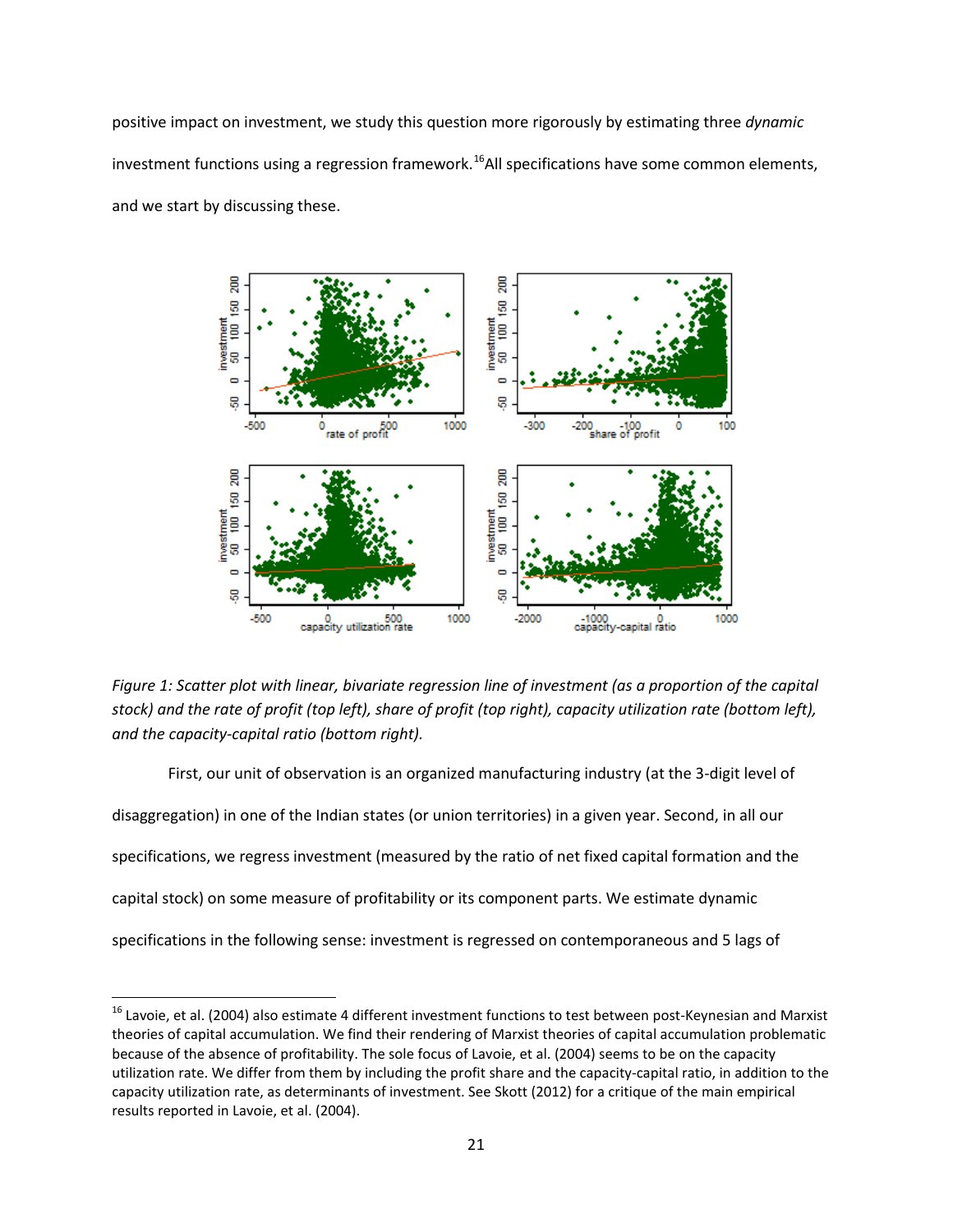positive impact on investment, we study this question more rigorously by estimating three *dynamic* investment functions using a regression framework.[16] All specifications have some common elements, and we start by discussing these.

*Figure 1: Scatter plot with linear, bivariate regression line of investment (as a proportion of the capital stock) and the rate of profit (top left), share of profit (top right), capacity utilization rate (bottom left), and the capacity-capital ratio (bottom right).*

First, our unit of observation is an organized manufacturing industry (at the 3-digit level of disaggregation) in one of the Indian states (or union territories) in a given year. Second, in all our specifications, we regress investment (measured by the ratio of net fixed capital formation and the capital stock) on some measure of profitability or its component parts. We estimate dynamic specifications in the following sense: investment is regressed on contemporaneous and 5 lags of

[16] Lavoie, et al. (2004) also estimate 4 different investment functions to test between post-Keynesian and Marxist theories of capital accumulation. We find their rendering of Marxist theories of capital accumulation problematic because of the absence of profitability. The sole focus of Lavoie, et al. (2004) seems to be on the capacity utilization rate. We differ from them by including the profit share and the capacity-capital ratio, in addition to the capacity utilization rate, as determinants of investment. See Skott (2012) for a critique of the main empirical results reported in Lavoie, et al. (2004).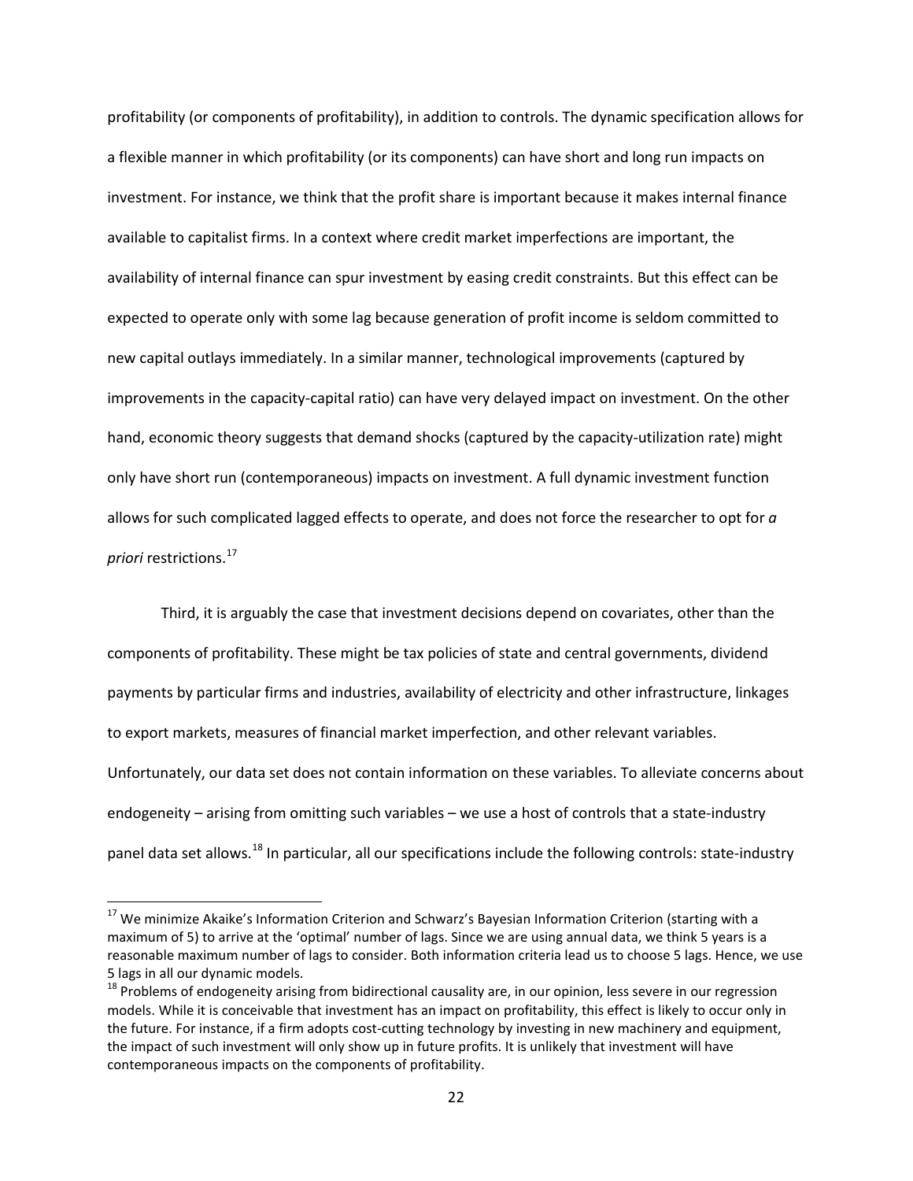profitability (or components of profitability), in addition to controls. The dynamic specification allows for a flexible manner in which profitability (or its components) can have short and long run impacts on investment. For instance, we think that the profit share is important because it makes internal finance available to capitalist firms. In a context where credit market imperfections are important, the availability of internal finance can spur investment by easing credit constraints. But this effect can be expected to operate only with some lag because generation of profit income is seldom committed to new capital outlays immediately. In a similar manner, technological improvements (captured by improvements in the capacity-capital ratio) can have very delayed impact on investment. On the other hand, economic theory suggests that demand shocks (captured by the capacity-utilization rate) might only have short run (contemporaneous) impacts on investment. A full dynamic investment function allows for such complicated lagged effects to operate, and does not force the researcher to opt for *a priori* restrictions.[17]

Third, it is arguably the case that investment decisions depend on covariates, other than the components of profitability. These might be tax policies of state and central governments, dividend payments by particular firms and industries, availability of electricity and other infrastructure, linkages to export markets, measures of financial market imperfection, and other relevant variables. Unfortunately, our data set does not contain information on these variables. To alleviate concerns about endogeneity – arising from omitting such variables – we use a host of controls that a state-industry panel data set allows.[18] In particular, all our specifications include the following controls: state-industry

---

[17] We minimize Akaike's Information Criterion and Schwarz's Bayesian Information Criterion (starting with a maximum of 5) to arrive at the 'optimal' number of lags. Since we are using annual data, we think 5 years is a reasonable maximum number of lags to consider. Both information criteria lead us to choose 5 lags. Hence, we use 5 lags in all our dynamic models.

[18] Problems of endogeneity arising from bidirectional causality are, in our opinion, less severe in our regression models. While it is conceivable that investment has an impact on profitability, this effect is likely to occur only in the future. For instance, if a firm adopts cost-cutting technology by investing in new machinery and equipment, the impact of such investment will only show up in future profits. It is unlikely that investment will have contemporaneous impacts on the components of profitability.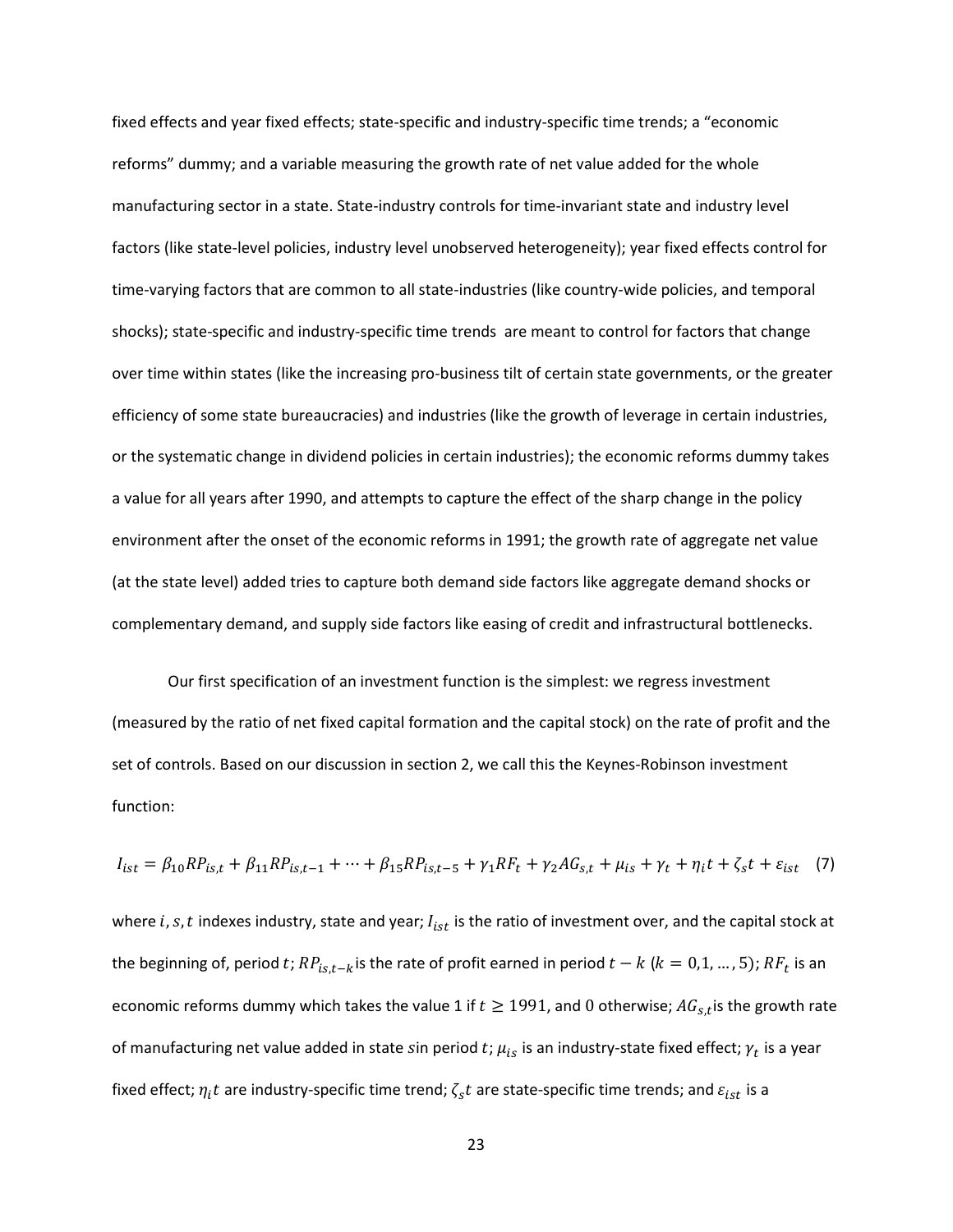fixed effects and year fixed effects; state-specific and industry-specific time trends; a "economic reforms" dummy; and a variable measuring the growth rate of net value added for the whole manufacturing sector in a state. State-industry controls for time-invariant state and industry level factors (like state-level policies, industry level unobserved heterogeneity); year fixed effects control for time-varying factors that are common to all state-industries (like country-wide policies, and temporal shocks); state-specific and industry-specific time trends are meant to control for factors that change over time within states (like the increasing pro-business tilt of certain state governments, or the greater efficiency of some state bureaucracies) and industries (like the growth of leverage in certain industries, or the systematic change in dividend policies in certain industries); the economic reforms dummy takes a value for all years after 1990, and attempts to capture the effect of the sharp change in the policy environment after the onset of the economic reforms in 1991; the growth rate of aggregate net value (at the state level) added tries to capture both demand side factors like aggregate demand shocks or complementary demand, and supply side factors like easing of credit and infrastructural bottlenecks.

Our first specification of an investment function is the simplest: we regress investment (measured by the ratio of net fixed capital formation and the capital stock) on the rate of profit and the set of controls. Based on our discussion in section 2, we call this the Keynes-Robinson investment function:

$$I_{ist} = \beta_{10} RP_{is,t} + \beta_{11} RP_{is,t-1} + \cdots + \beta_{15} RP_{is,t-5} + \gamma_1 RF_t + \gamma_2 AG_{s,t} + \mu_{is} + \gamma_t + \eta_i t + \zeta_s t + \varepsilon_{ist} \quad (7)$$

where $i, s, t$ indexes industry, state and year; $I_{ist}$ is the ratio of investment over, and the capital stock at the beginning of, period $t$; $RP_{is,t-k}$ is the rate of profit earned in period $t-k$ ($k = 0,1,\ldots,5$); $RF_t$ is an economic reforms dummy which takes the value 1 if $t \geq 1991$, and 0 otherwise; $AG_{s,t}$ is the growth rate of manufacturing net value added in state $s$ in period $t$; $\mu_{is}$ is an industry-state fixed effect; $\gamma_t$ is a year fixed effect; $\eta_i t$ are industry-specific time trend; $\zeta_s t$ are state-specific time trends; and $\varepsilon_{ist}$ is a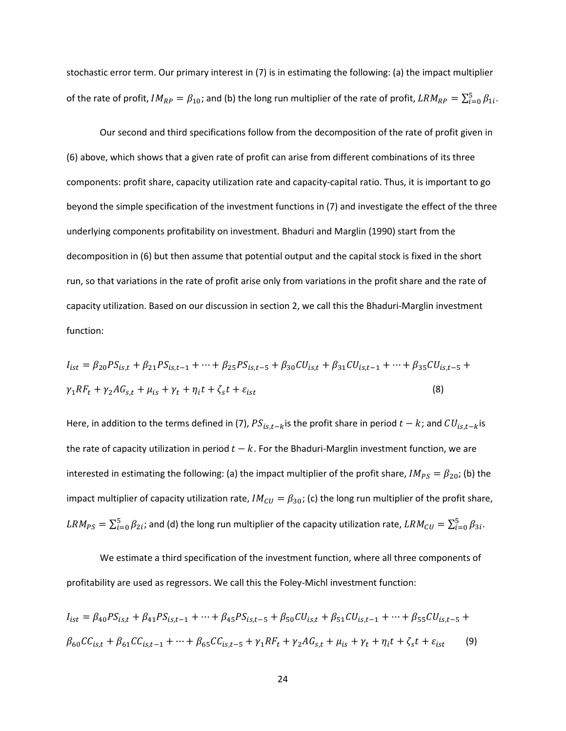stochastic error term. Our primary interest in (7) is in estimating the following: (a) the impact multiplier of the rate of profit, $IM_{RP} = \beta_{10}$; and (b) the long run multiplier of the rate of profit, $LRM_{RP} = \sum_{i=0}^{5} \beta_{1i}$.

Our second and third specifications follow from the decomposition of the rate of profit given in (6) above, which shows that a given rate of profit can arise from different combinations of its three components: profit share, capacity utilization rate and capacity-capital ratio. Thus, it is important to go beyond the simple specification of the investment functions in (7) and investigate the effect of the three underlying components profitability on investment. Bhaduri and Marglin (1990) start from the decomposition in (6) but then assume that potential output and the capital stock is fixed in the short run, so that variations in the rate of profit arise only from variations in the profit share and the rate of capacity utilization. Based on our discussion in section 2, we call this the Bhaduri-Marglin investment function:

$$I_{ist} = \beta_{20} PS_{is,t} + \beta_{21} PS_{is,t-1} + \cdots + \beta_{25} PS_{is,t-5} + \beta_{30} CU_{is,t} + \beta_{31} CU_{is,t-1} + \cdots + \beta_{35} CU_{is,t-5} + \gamma_1 RF_t + \gamma_2 AG_{s,t} + \mu_{is} + \gamma_t + \eta_i t + \zeta_s t + \varepsilon_{ist} \quad (8)$$

Here, in addition to the terms defined in (7), $PS_{is,t-k}$ is the profit share in period $t-k$; and $CU_{is,t-k}$ is the rate of capacity utilization in period $t-k$. For the Bhaduri-Marglin investment function, we are interested in estimating the following: (a) the impact multiplier of the profit share, $IM_{PS} = \beta_{20}$; (b) the impact multiplier of capacity utilization rate, $IM_{CU} = \beta_{30}$; (c) the long run multiplier of the profit share, $LRM_{PS} = \sum_{i=0}^{5} \beta_{2i}$; and (d) the long run multiplier of the capacity utilization rate, $LRM_{CU} = \sum_{i=0}^{5} \beta_{3i}$.

We estimate a third specification of the investment function, where all three components of profitability are used as regressors. We call this the Foley-Michl investment function:

$$I_{ist} = \beta_{40} PS_{is,t} + \beta_{41} PS_{is,t-1} + \cdots + \beta_{45} PS_{is,t-5} + \beta_{50} CU_{is,t} + \beta_{51} CU_{is,t-1} + \cdots + \beta_{55} CU_{is,t-5} + \beta_{60} CC_{is,t} + \beta_{61} CC_{is,t-1} + \cdots + \beta_{65} CC_{is,t-5} + \gamma_1 RF_t + \gamma_2 AG_{s,t} + \mu_{is} + \gamma_t + \eta_i t + \zeta_s t + \varepsilon_{ist} \quad (9)$$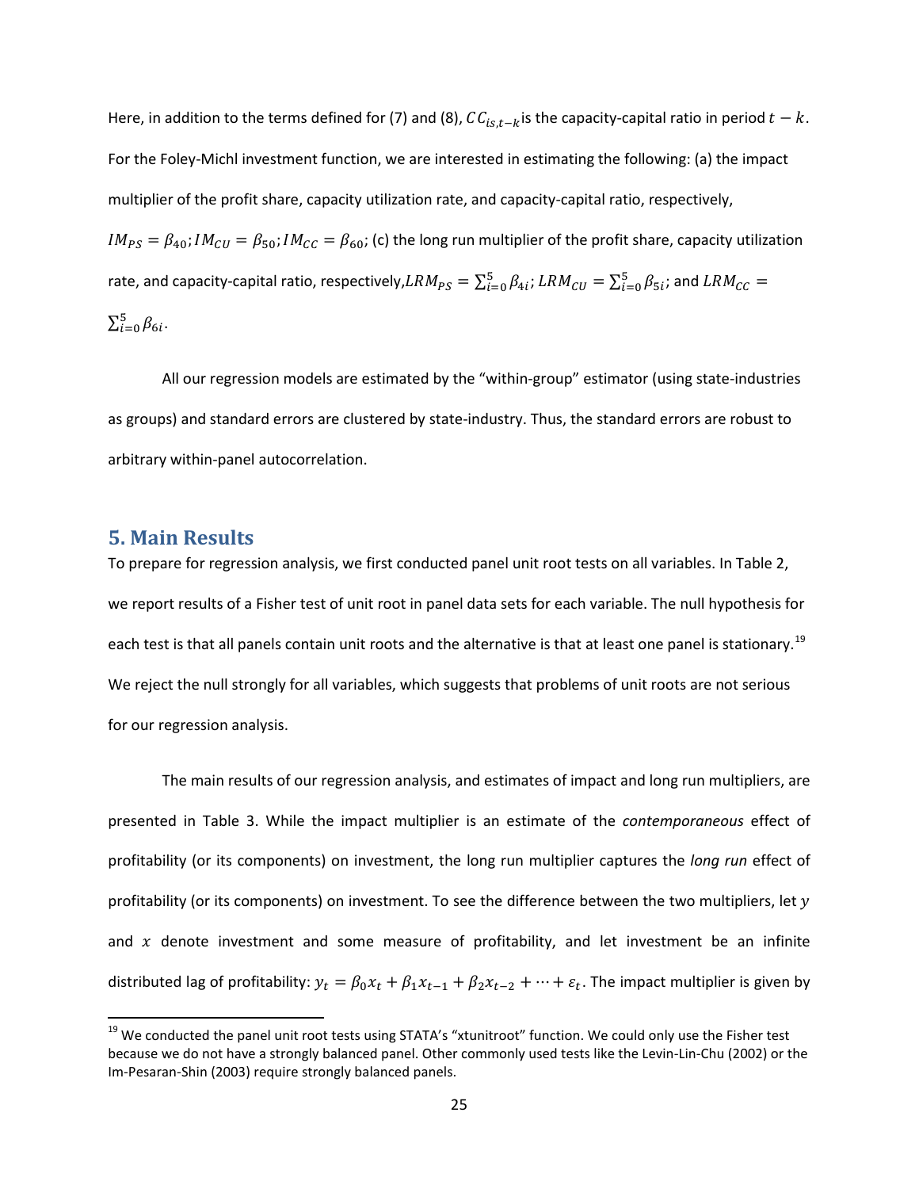Here, in addition to the terms defined for (7) and (8), $CC_{is,t-k}$ is the capacity-capital ratio in period $t-k$. For the Foley-Michl investment function, we are interested in estimating the following: (a) the impact multiplier of the profit share, capacity utilization rate, and capacity-capital ratio, respectively, $IM_{PS} = \beta_{40}; IM_{CU} = \beta_{50}; IM_{CC} = \beta_{60}$; (c) the long run multiplier of the profit share, capacity utilization rate, and capacity-capital ratio, respectively, $LRM_{PS} = \sum_{i=0}^{5} \beta_{4i}$; $LRM_{CU} = \sum_{i=0}^{5} \beta_{5i}$; and $LRM_{CC} = \sum_{i=0}^{5} \beta_{6i}$.

All our regression models are estimated by the "within-group" estimator (using state-industries as groups) and standard errors are clustered by state-industry. Thus, the standard errors are robust to arbitrary within-panel autocorrelation.

## 5. Main Results

To prepare for regression analysis, we first conducted panel unit root tests on all variables. In Table 2, we report results of a Fisher test of unit root in panel data sets for each variable. The null hypothesis for each test is that all panels contain unit roots and the alternative is that at least one panel is stationary.[19] We reject the null strongly for all variables, which suggests that problems of unit roots are not serious for our regression analysis.

The main results of our regression analysis, and estimates of impact and long run multipliers, are presented in Table 3. While the impact multiplier is an estimate of the *contemporaneous* effect of profitability (or its components) on investment, the long run multiplier captures the *long run* effect of profitability (or its components) on investment. To see the difference between the two multipliers, let $y$ and $x$ denote investment and some measure of profitability, and let investment be an infinite distributed lag of profitability: $y_t = \beta_0 x_t + \beta_1 x_{t-1} + \beta_2 x_{t-2} + \cdots + \varepsilon_t$. The impact multiplier is given by

[19] We conducted the panel unit root tests using STATA's "xtunitroot" function. We could only use the Fisher test because we do not have a strongly balanced panel. Other commonly used tests like the Levin-Lin-Chu (2002) or the Im-Pesaran-Shin (2003) require strongly balanced panels.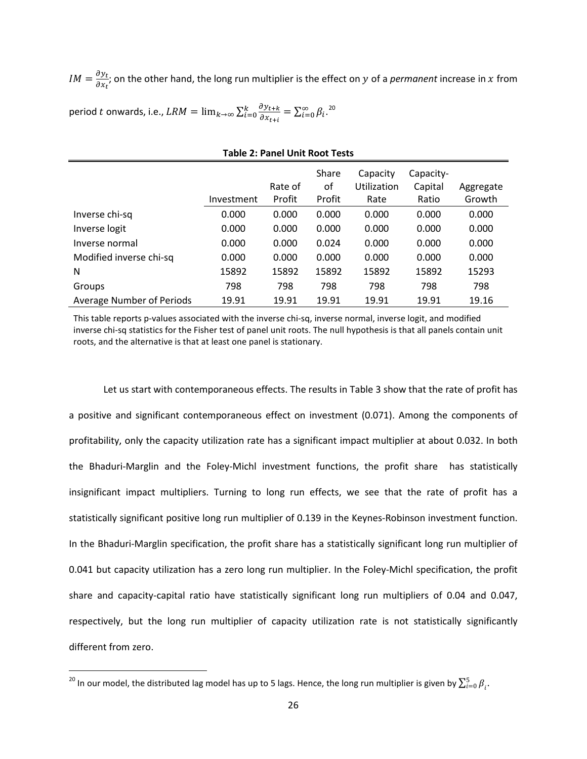$IM = \frac{\partial y_t}{\partial x_t}$; on the other hand, the long run multiplier is the effect on $y$ of a *permanent* increase in $x$ from period $t$ onwards, i.e., $LRM = \lim_{k\to\infty} \sum_{i=0}^{k} \frac{\partial y_{t+k}}{\partial x_{t+i}} = \sum_{i=0}^{\infty} \beta_i$.[20]

**Table 2: Panel Unit Root Tests**

| | Investment | Rate of Profit | Share of Profit | Capacity Utilization Rate | Capacity-Capital Ratio | Aggregate Growth |
|---|---|---|---|---|---|---|
| Inverse chi-sq | 0.000 | 0.000 | 0.000 | 0.000 | 0.000 | 0.000 |
| Inverse logit | 0.000 | 0.000 | 0.000 | 0.000 | 0.000 | 0.000 |
| Inverse normal | 0.000 | 0.000 | 0.024 | 0.000 | 0.000 | 0.000 |
| Modified inverse chi-sq | 0.000 | 0.000 | 0.000 | 0.000 | 0.000 | 0.000 |
| N | 15892 | 15892 | 15892 | 15892 | 15892 | 15293 |
| Groups | 798 | 798 | 798 | 798 | 798 | 798 |
| Average Number of Periods | 19.91 | 19.91 | 19.91 | 19.91 | 19.91 | 19.16 |

This table reports p-values associated with the inverse chi-sq, inverse normal, inverse logit, and modified inverse chi-sq statistics for the Fisher test of panel unit roots. The null hypothesis is that all panels contain unit roots, and the alternative is that at least one panel is stationary.

Let us start with contemporaneous effects. The results in Table 3 show that the rate of profit has a positive and significant contemporaneous effect on investment (0.071). Among the components of profitability, only the capacity utilization rate has a significant impact multiplier at about 0.032. In both the Bhaduri-Marglin and the Foley-Michl investment functions, the profit share has statistically insignificant impact multipliers. Turning to long run effects, we see that the rate of profit has a statistically significant positive long run multiplier of 0.139 in the Keynes-Robinson investment function. In the Bhaduri-Marglin specification, the profit share has a statistically significant long run multiplier of 0.041 but capacity utilization has a zero long run multiplier. In the Foley-Michl specification, the profit share and capacity-capital ratio have statistically significant long run multipliers of 0.04 and 0.047, respectively, but the long run multiplier of capacity utilization rate is not statistically significantly different from zero.

[20] In our model, the distributed lag model has up to 5 lags. Hence, the long run multiplier is given by $\sum_{i=0}^{5} \beta_i$.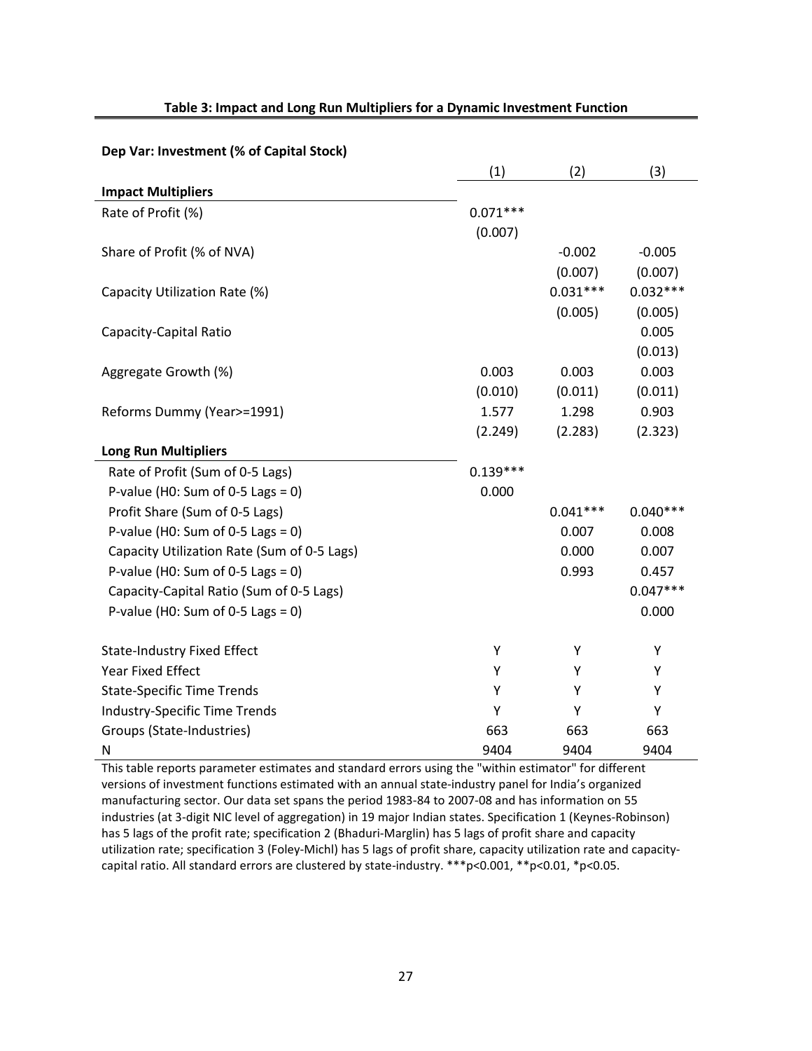**Table 3: Impact and Long Run Multipliers for a Dynamic Investment Function**

| **Dep Var: Investment (% of Capital Stock)** | (1) | (2) | (3) |
|---|---|---|---|
| **Impact Multipliers** | | | |
| Rate of Profit (%) | 0.071*** | | |
| | (0.007) | | |
| Share of Profit (% of NVA) | | -0.002 | -0.005 |
| | | (0.007) | (0.007) |
| Capacity Utilization Rate (%) | | 0.031*** | 0.032*** |
| | | (0.005) | (0.005) |
| Capacity-Capital Ratio | | | 0.005 |
| | | | (0.013) |
| Aggregate Growth (%) | 0.003 | 0.003 | 0.003 |
| | (0.010) | (0.011) | (0.011) |
| Reforms Dummy (Year>=1991) | 1.577 | 1.298 | 0.903 |
| | (2.249) | (2.283) | (2.323) |
| **Long Run Multipliers** | | | |
| Rate of Profit (Sum of 0-5 Lags) | 0.139*** | | |
| P-value (H0: Sum of 0-5 Lags = 0) | 0.000 | | |
| Profit Share (Sum of 0-5 Lags) | | 0.041*** | 0.040*** |
| P-value (H0: Sum of 0-5 Lags = 0) | | 0.007 | 0.008 |
| Capacity Utilization Rate (Sum of 0-5 Lags) | | 0.000 | 0.007 |
| P-value (H0: Sum of 0-5 Lags = 0) | | 0.993 | 0.457 |
| Capacity-Capital Ratio (Sum of 0-5 Lags) | | | 0.047*** |
| P-value (H0: Sum of 0-5 Lags = 0) | | | 0.000 |
| State-Industry Fixed Effect | Y | Y | Y |
| Year Fixed Effect | Y | Y | Y |
| State-Specific Time Trends | Y | Y | Y |
| Industry-Specific Time Trends | Y | Y | Y |
| Groups (State-Industries) | 663 | 663 | 663 |
| N | 9404 | 9404 | 9404 |

This table reports parameter estimates and standard errors using the "within estimator" for different versions of investment functions estimated with an annual state-industry panel for India's organized manufacturing sector. Our data set spans the period 1983-84 to 2007-08 and has information on 55 industries (at 3-digit NIC level of aggregation) in 19 major Indian states. Specification 1 (Keynes-Robinson) has 5 lags of the profit rate; specification 2 (Bhaduri-Marglin) has 5 lags of profit share and capacity utilization rate; specification 3 (Foley-Michl) has 5 lags of profit share, capacity utilization rate and capacity-capital ratio. All standard errors are clustered by state-industry. ***p<0.001, **p<0.01, *p<0.05.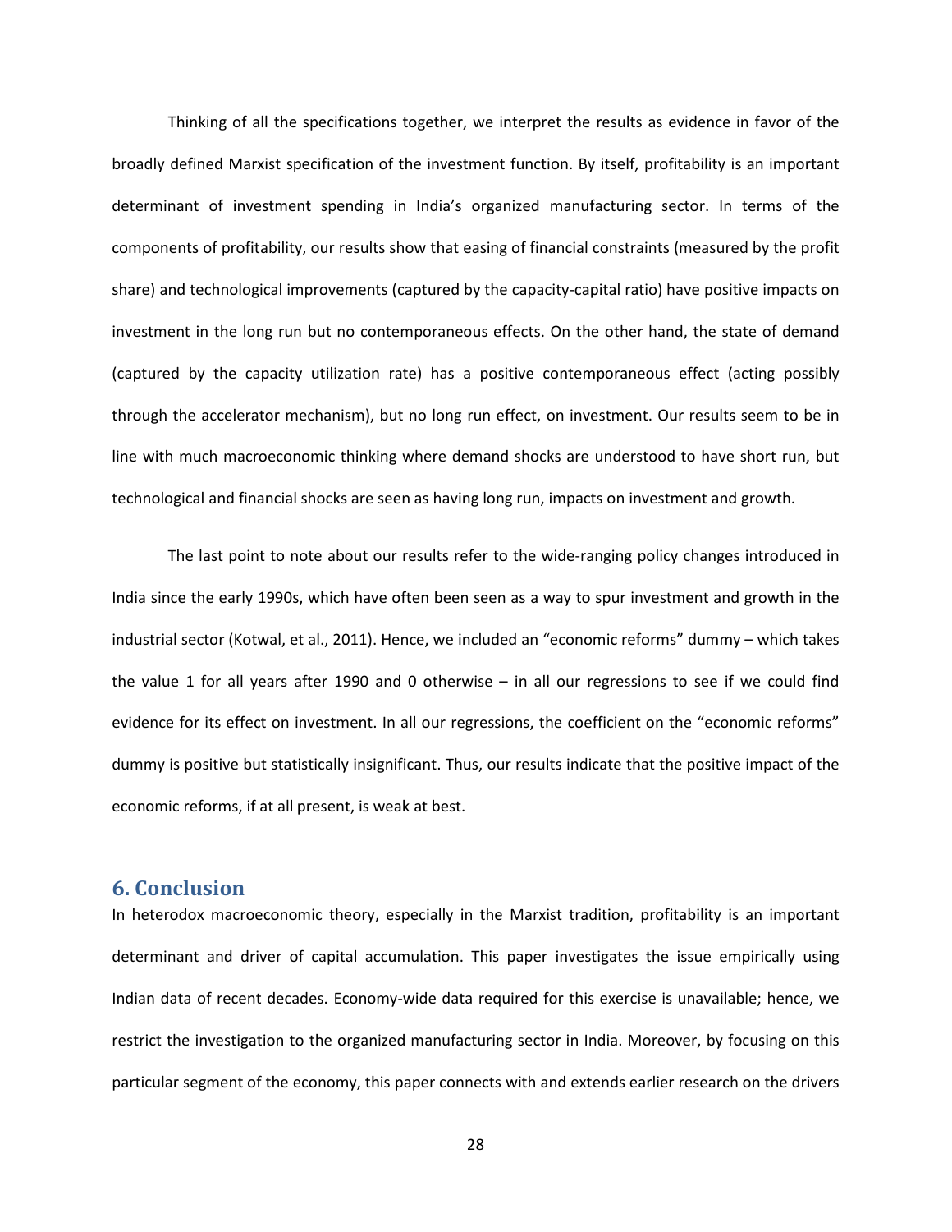Thinking of all the specifications together, we interpret the results as evidence in favor of the broadly defined Marxist specification of the investment function. By itself, profitability is an important determinant of investment spending in India's organized manufacturing sector. In terms of the components of profitability, our results show that easing of financial constraints (measured by the profit share) and technological improvements (captured by the capacity-capital ratio) have positive impacts on investment in the long run but no contemporaneous effects. On the other hand, the state of demand (captured by the capacity utilization rate) has a positive contemporaneous effect (acting possibly through the accelerator mechanism), but no long run effect, on investment. Our results seem to be in line with much macroeconomic thinking where demand shocks are understood to have short run, but technological and financial shocks are seen as having long run, impacts on investment and growth.

The last point to note about our results refer to the wide-ranging policy changes introduced in India since the early 1990s, which have often been seen as a way to spur investment and growth in the industrial sector (Kotwal, et al., 2011). Hence, we included an "economic reforms" dummy – which takes the value 1 for all years after 1990 and 0 otherwise – in all our regressions to see if we could find evidence for its effect on investment. In all our regressions, the coefficient on the "economic reforms" dummy is positive but statistically insignificant. Thus, our results indicate that the positive impact of the economic reforms, if at all present, is weak at best.

## 6. Conclusion

In heterodox macroeconomic theory, especially in the Marxist tradition, profitability is an important determinant and driver of capital accumulation. This paper investigates the issue empirically using Indian data of recent decades. Economy-wide data required for this exercise is unavailable; hence, we restrict the investigation to the organized manufacturing sector in India. Moreover, by focusing on this particular segment of the economy, this paper connects with and extends earlier research on the drivers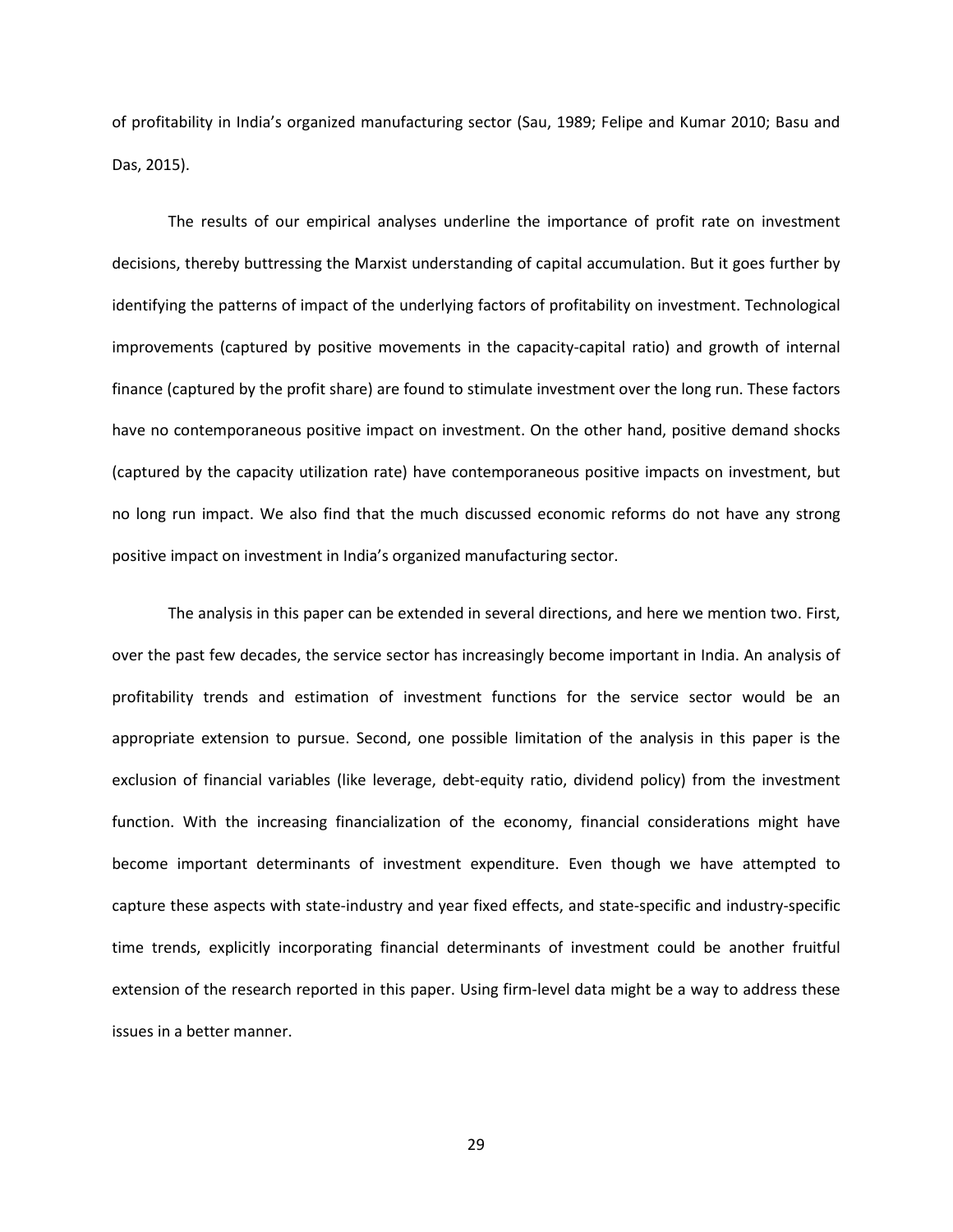of profitability in India's organized manufacturing sector (Sau, 1989; Felipe and Kumar 2010; Basu and Das, 2015).

The results of our empirical analyses underline the importance of profit rate on investment decisions, thereby buttressing the Marxist understanding of capital accumulation. But it goes further by identifying the patterns of impact of the underlying factors of profitability on investment. Technological improvements (captured by positive movements in the capacity-capital ratio) and growth of internal finance (captured by the profit share) are found to stimulate investment over the long run. These factors have no contemporaneous positive impact on investment. On the other hand, positive demand shocks (captured by the capacity utilization rate) have contemporaneous positive impacts on investment, but no long run impact. We also find that the much discussed economic reforms do not have any strong positive impact on investment in India's organized manufacturing sector.

The analysis in this paper can be extended in several directions, and here we mention two. First, over the past few decades, the service sector has increasingly become important in India. An analysis of profitability trends and estimation of investment functions for the service sector would be an appropriate extension to pursue. Second, one possible limitation of the analysis in this paper is the exclusion of financial variables (like leverage, debt-equity ratio, dividend policy) from the investment function. With the increasing financialization of the economy, financial considerations might have become important determinants of investment expenditure. Even though we have attempted to capture these aspects with state-industry and year fixed effects, and state-specific and industry-specific time trends, explicitly incorporating financial determinants of investment could be another fruitful extension of the research reported in this paper. Using firm-level data might be a way to address these issues in a better manner.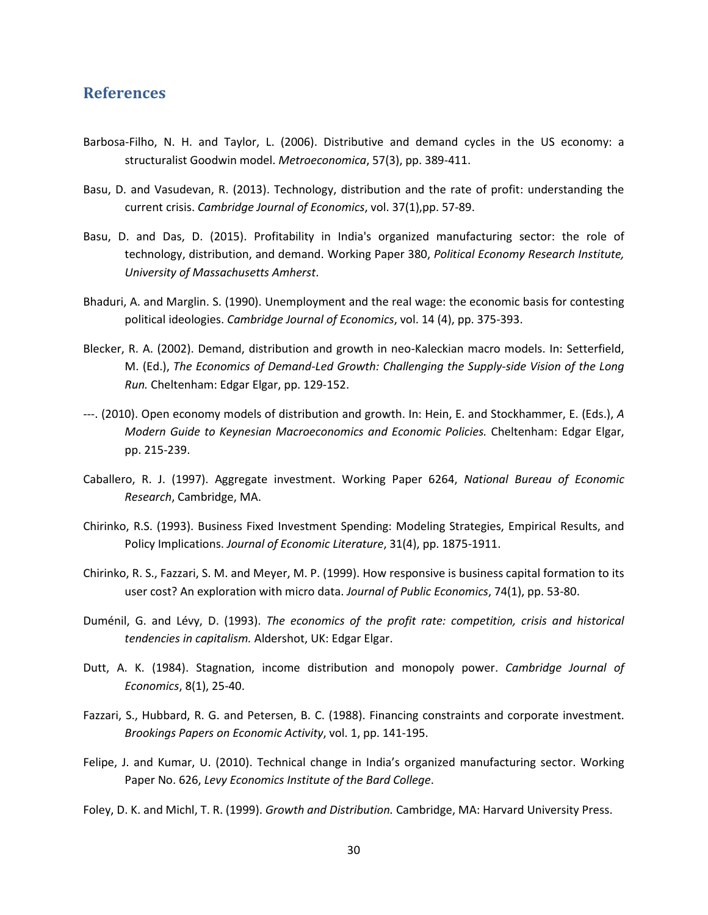## References

Barbosa-Filho, N. H. and Taylor, L. (2006). Distributive and demand cycles in the US economy: a structuralist Goodwin model. *Metroeconomica*, 57(3), pp. 389-411.

Basu, D. and Vasudevan, R. (2013). Technology, distribution and the rate of profit: understanding the current crisis. *Cambridge Journal of Economics*, vol. 37(1),pp. 57-89.

Basu, D. and Das, D. (2015). Profitability in India's organized manufacturing sector: the role of technology, distribution, and demand. Working Paper 380, *Political Economy Research Institute, University of Massachusetts Amherst*.

Bhaduri, A. and Marglin. S. (1990). Unemployment and the real wage: the economic basis for contesting political ideologies. *Cambridge Journal of Economics*, vol. 14 (4), pp. 375-393.

Blecker, R. A. (2002). Demand, distribution and growth in neo-Kaleckian macro models. In: Setterfield, M. (Ed.), *The Economics of Demand-Led Growth: Challenging the Supply-side Vision of the Long Run.* Cheltenham: Edgar Elgar, pp. 129-152.

---. (2010). Open economy models of distribution and growth. In: Hein, E. and Stockhammer, E. (Eds.), *A Modern Guide to Keynesian Macroeconomics and Economic Policies.* Cheltenham: Edgar Elgar, pp. 215-239.

Caballero, R. J. (1997). Aggregate investment. Working Paper 6264, *National Bureau of Economic Research*, Cambridge, MA.

Chirinko, R.S. (1993). Business Fixed Investment Spending: Modeling Strategies, Empirical Results, and Policy Implications. *Journal of Economic Literature*, 31(4), pp. 1875-1911.

Chirinko, R. S., Fazzari, S. M. and Meyer, M. P. (1999). How responsive is business capital formation to its user cost? An exploration with micro data. *Journal of Public Economics*, 74(1), pp. 53-80.

Duménil, G. and Lévy, D. (1993). *The economics of the profit rate: competition, crisis and historical tendencies in capitalism.* Aldershot, UK: Edgar Elgar.

Dutt, A. K. (1984). Stagnation, income distribution and monopoly power. *Cambridge Journal of Economics*, 8(1), 25-40.

Fazzari, S., Hubbard, R. G. and Petersen, B. C. (1988). Financing constraints and corporate investment. *Brookings Papers on Economic Activity*, vol. 1, pp. 141-195.

Felipe, J. and Kumar, U. (2010). Technical change in India's organized manufacturing sector. Working Paper No. 626, *Levy Economics Institute of the Bard College*.

Foley, D. K. and Michl, T. R. (1999). *Growth and Distribution.* Cambridge, MA: Harvard University Press.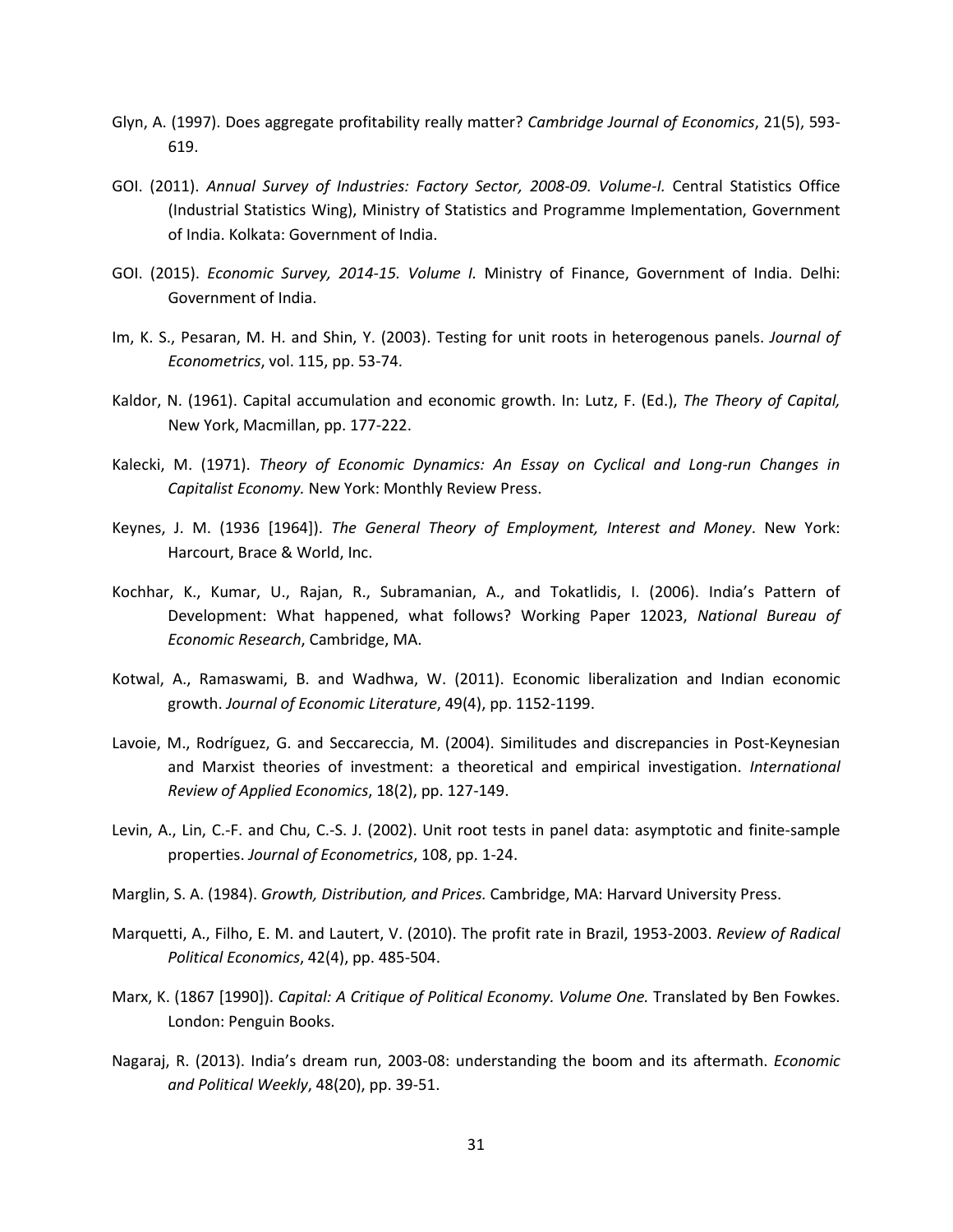Glyn, A. (1997). Does aggregate profitability really matter? *Cambridge Journal of Economics*, 21(5), 593-619.

GOI. (2011). *Annual Survey of Industries: Factory Sector, 2008-09. Volume-I.* Central Statistics Office (Industrial Statistics Wing), Ministry of Statistics and Programme Implementation, Government of India. Kolkata: Government of India.

GOI. (2015). *Economic Survey, 2014-15. Volume I.* Ministry of Finance, Government of India. Delhi: Government of India.

Im, K. S., Pesaran, M. H. and Shin, Y. (2003). Testing for unit roots in heterogenous panels. *Journal of Econometrics*, vol. 115, pp. 53-74.

Kaldor, N. (1961). Capital accumulation and economic growth. In: Lutz, F. (Ed.), *The Theory of Capital,* New York, Macmillan, pp. 177-222.

Kalecki, M. (1971). *Theory of Economic Dynamics: An Essay on Cyclical and Long-run Changes in Capitalist Economy.* New York: Monthly Review Press.

Keynes, J. M. (1936 [1964]). *The General Theory of Employment, Interest and Money*. New York: Harcourt, Brace & World, Inc.

Kochhar, K., Kumar, U., Rajan, R., Subramanian, A., and Tokatlidis, I. (2006). India's Pattern of Development: What happened, what follows? Working Paper 12023, *National Bureau of Economic Research*, Cambridge, MA.

Kotwal, A., Ramaswami, B. and Wadhwa, W. (2011). Economic liberalization and Indian economic growth. *Journal of Economic Literature*, 49(4), pp. 1152-1199.

Lavoie, M., Rodríguez, G. and Seccareccia, M. (2004). Similitudes and discrepancies in Post-Keynesian and Marxist theories of investment: a theoretical and empirical investigation. *International Review of Applied Economics*, 18(2), pp. 127-149.

Levin, A., Lin, C.-F. and Chu, C.-S. J. (2002). Unit root tests in panel data: asymptotic and finite-sample properties. *Journal of Econometrics*, 108, pp. 1-24.

Marglin, S. A. (1984). *Growth, Distribution, and Prices.* Cambridge, MA: Harvard University Press.

Marquetti, A., Filho, E. M. and Lautert, V. (2010). The profit rate in Brazil, 1953-2003. *Review of Radical Political Economics*, 42(4), pp. 485-504.

Marx, K. (1867 [1990]). *Capital: A Critique of Political Economy. Volume One.* Translated by Ben Fowkes. London: Penguin Books.

Nagaraj, R. (2013). India's dream run, 2003-08: understanding the boom and its aftermath. *Economic and Political Weekly*, 48(20), pp. 39-51.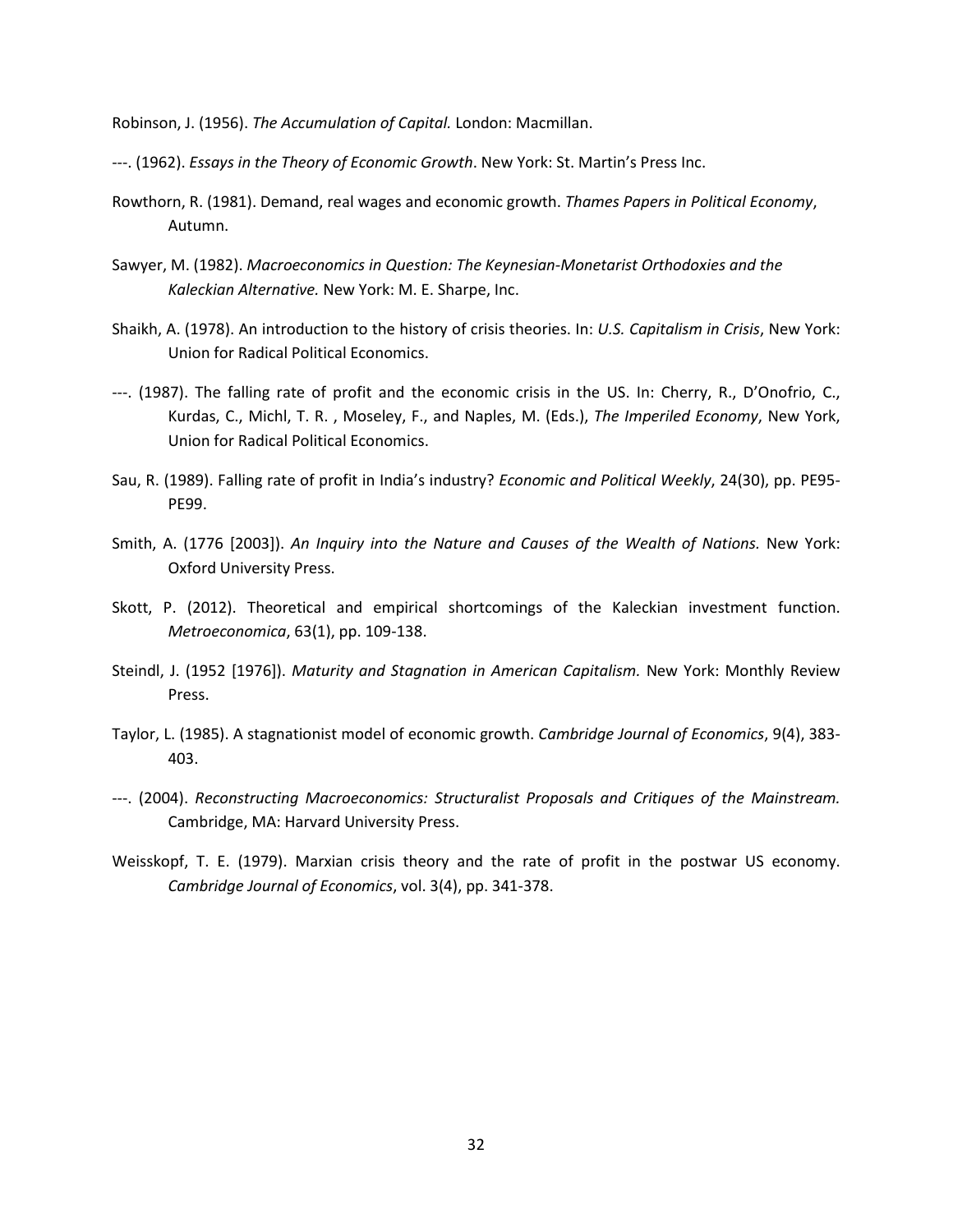Robinson, J. (1956). *The Accumulation of Capital.* London: Macmillan.

---. (1962). *Essays in the Theory of Economic Growth*. New York: St. Martin's Press Inc.

Rowthorn, R. (1981). Demand, real wages and economic growth. *Thames Papers in Political Economy*, Autumn.

Sawyer, M. (1982). *Macroeconomics in Question: The Keynesian-Monetarist Orthodoxies and the Kaleckian Alternative.* New York: M. E. Sharpe, Inc.

Shaikh, A. (1978). An introduction to the history of crisis theories. In: *U.S. Capitalism in Crisis*, New York: Union for Radical Political Economics.

---. (1987). The falling rate of profit and the economic crisis in the US. In: Cherry, R., D'Onofrio, C., Kurdas, C., Michl, T. R. , Moseley, F., and Naples, M. (Eds.), *The Imperiled Economy*, New York, Union for Radical Political Economics.

Sau, R. (1989). Falling rate of profit in India's industry? *Economic and Political Weekly*, 24(30), pp. PE95-PE99.

Smith, A. (1776 [2003]). *An Inquiry into the Nature and Causes of the Wealth of Nations.* New York: Oxford University Press.

Skott, P. (2012). Theoretical and empirical shortcomings of the Kaleckian investment function. *Metroeconomica*, 63(1), pp. 109-138.

Steindl, J. (1952 [1976]). *Maturity and Stagnation in American Capitalism.* New York: Monthly Review Press.

Taylor, L. (1985). A stagnationist model of economic growth. *Cambridge Journal of Economics*, 9(4), 383-403.

---. (2004). *Reconstructing Macroeconomics: Structuralist Proposals and Critiques of the Mainstream.* Cambridge, MA: Harvard University Press.

Weisskopf, T. E. (1979). Marxian crisis theory and the rate of profit in the postwar US economy. *Cambridge Journal of Economics*, vol. 3(4), pp. 341-378.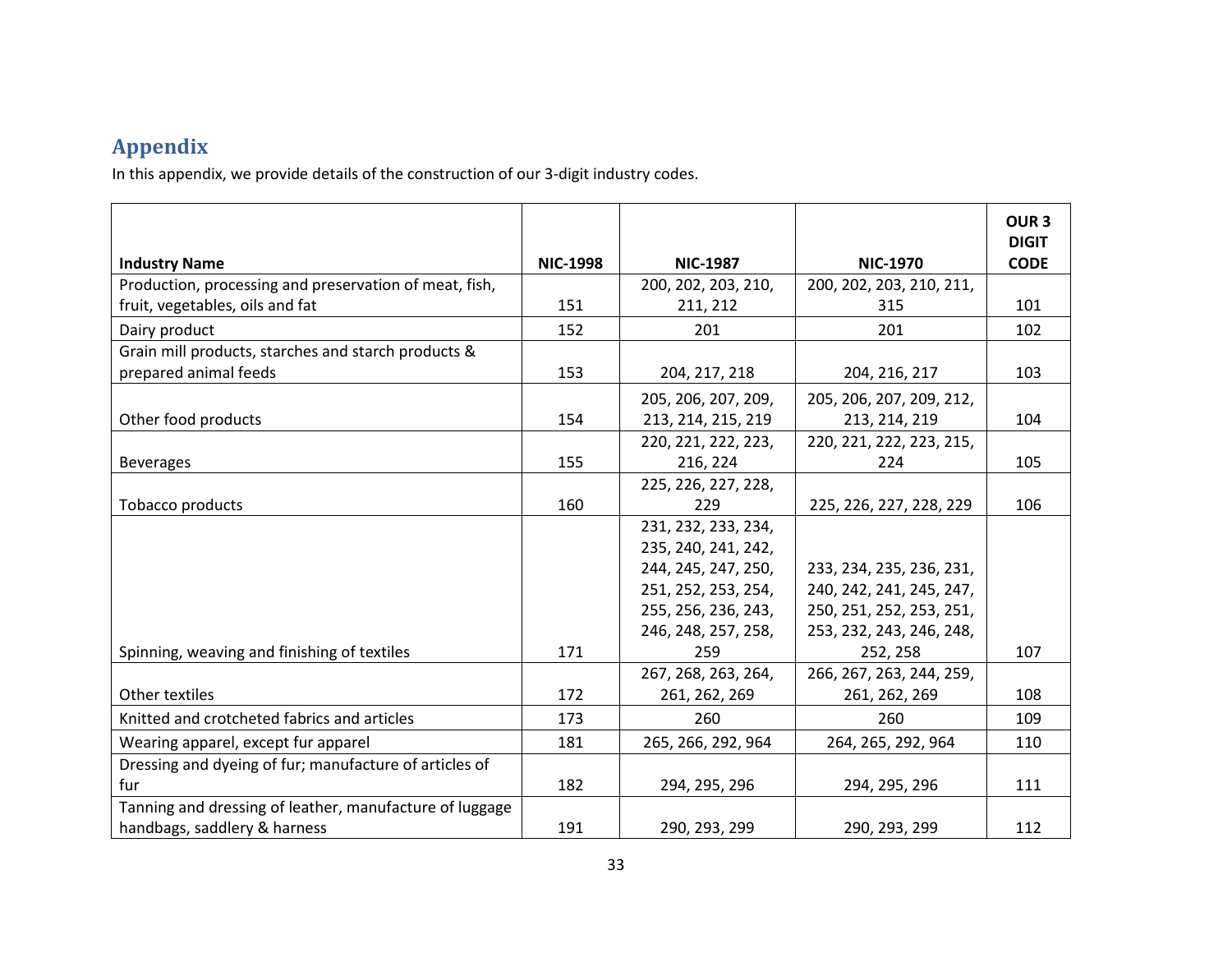## Appendix

In this appendix, we provide details of the construction of our 3-digit industry codes.

| Industry Name | NIC-1998 | NIC-1987 | NIC-1970 | OUR 3 DIGIT CODE |
|---|---|---|---|---|
| Production, processing and preservation of meat, fish, fruit, vegetables, oils and fat | 151 | 200, 202, 203, 210, 211, 212 | 200, 202, 203, 210, 211, 315 | 101 |
| Dairy product | 152 | 201 | 201 | 102 |
| Grain mill products, starches and starch products & prepared animal feeds | 153 | 204, 217, 218 | 204, 216, 217 | 103 |
| Other food products | 154 | 205, 206, 207, 209, 213, 214, 215, 219 | 205, 206, 207, 209, 212, 213, 214, 219 | 104 |
| Beverages | 155 | 220, 221, 222, 223, 216, 224 | 220, 221, 222, 223, 215, 224 | 105 |
| Tobacco products | 160 | 225, 226, 227, 228, 229 | 225, 226, 227, 228, 229 | 106 |
| Spinning, weaving and finishing of textiles | 171 | 231, 232, 233, 234, 235, 240, 241, 242, 244, 245, 247, 250, 251, 252, 253, 254, 255, 256, 236, 243, 246, 248, 257, 258, 259 | 233, 234, 235, 236, 231, 240, 242, 241, 245, 247, 250, 251, 252, 253, 251, 253, 232, 243, 246, 248, 252, 258 | 107 |
| Other textiles | 172 | 267, 268, 263, 264, 261, 262, 269 | 266, 267, 263, 244, 259, 261, 262, 269 | 108 |
| Knitted and crotcheted fabrics and articles | 173 | 260 | 260 | 109 |
| Wearing apparel, except fur apparel | 181 | 265, 266, 292, 964 | 264, 265, 292, 964 | 110 |
| Dressing and dyeing of fur; manufacture of articles of fur | 182 | 294, 295, 296 | 294, 295, 296 | 111 |
| Tanning and dressing of leather, manufacture of luggage handbags, saddlery & harness | 191 | 290, 293, 299 | 290, 293, 299 | 112 |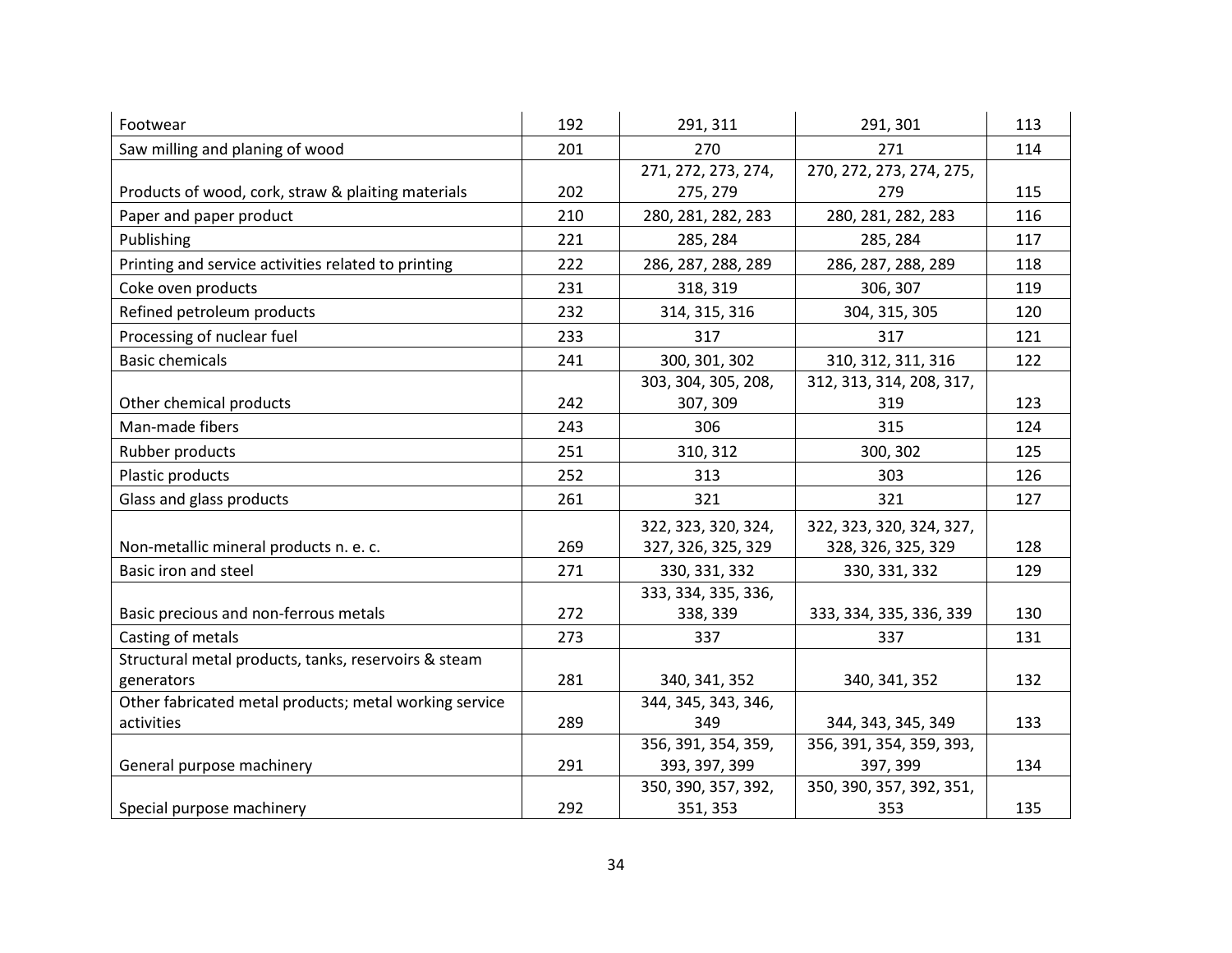| | | | | |
|---|---|---|---|---|
| Footwear | 192 | 291, 311 | 291, 301 | 113 |
| Saw milling and planing of wood | 201 | 270 | 271 | 114 |
| Products of wood, cork, straw & plaiting materials | 202 | 271, 272, 273, 274, 275, 279 | 270, 272, 273, 274, 275, 279 | 115 |
| Paper and paper product | 210 | 280, 281, 282, 283 | 280, 281, 282, 283 | 116 |
| Publishing | 221 | 285, 284 | 285, 284 | 117 |
| Printing and service activities related to printing | 222 | 286, 287, 288, 289 | 286, 287, 288, 289 | 118 |
| Coke oven products | 231 | 318, 319 | 306, 307 | 119 |
| Refined petroleum products | 232 | 314, 315, 316 | 304, 315, 305 | 120 |
| Processing of nuclear fuel | 233 | 317 | 317 | 121 |
| Basic chemicals | 241 | 300, 301, 302 | 310, 312, 311, 316 | 122 |
| Other chemical products | 242 | 303, 304, 305, 208, 307, 309 | 312, 313, 314, 208, 317, 319 | 123 |
| Man-made fibers | 243 | 306 | 315 | 124 |
| Rubber products | 251 | 310, 312 | 300, 302 | 125 |
| Plastic products | 252 | 313 | 303 | 126 |
| Glass and glass products | 261 | 321 | 321 | 127 |
| Non-metallic mineral products n. e. c. | 269 | 322, 323, 320, 324, 327, 326, 325, 329 | 322, 323, 320, 324, 327, 328, 326, 325, 329 | 128 |
| Basic iron and steel | 271 | 330, 331, 332 | 330, 331, 332 | 129 |
| Basic precious and non-ferrous metals | 272 | 333, 334, 335, 336, 338, 339 | 333, 334, 335, 336, 339 | 130 |
| Casting of metals | 273 | 337 | 337 | 131 |
| Structural metal products, tanks, reservoirs & steam generators | 281 | 340, 341, 352 | 340, 341, 352 | 132 |
| Other fabricated metal products; metal working service activities | 289 | 344, 345, 343, 346, 349 | 344, 343, 345, 349 | 133 |
| General purpose machinery | 291 | 356, 391, 354, 359, 393, 397, 399 | 356, 391, 354, 359, 393, 397, 399 | 134 |
| Special purpose machinery | 292 | 350, 390, 357, 392, 351, 353 | 350, 390, 357, 392, 351, 353 | 135 |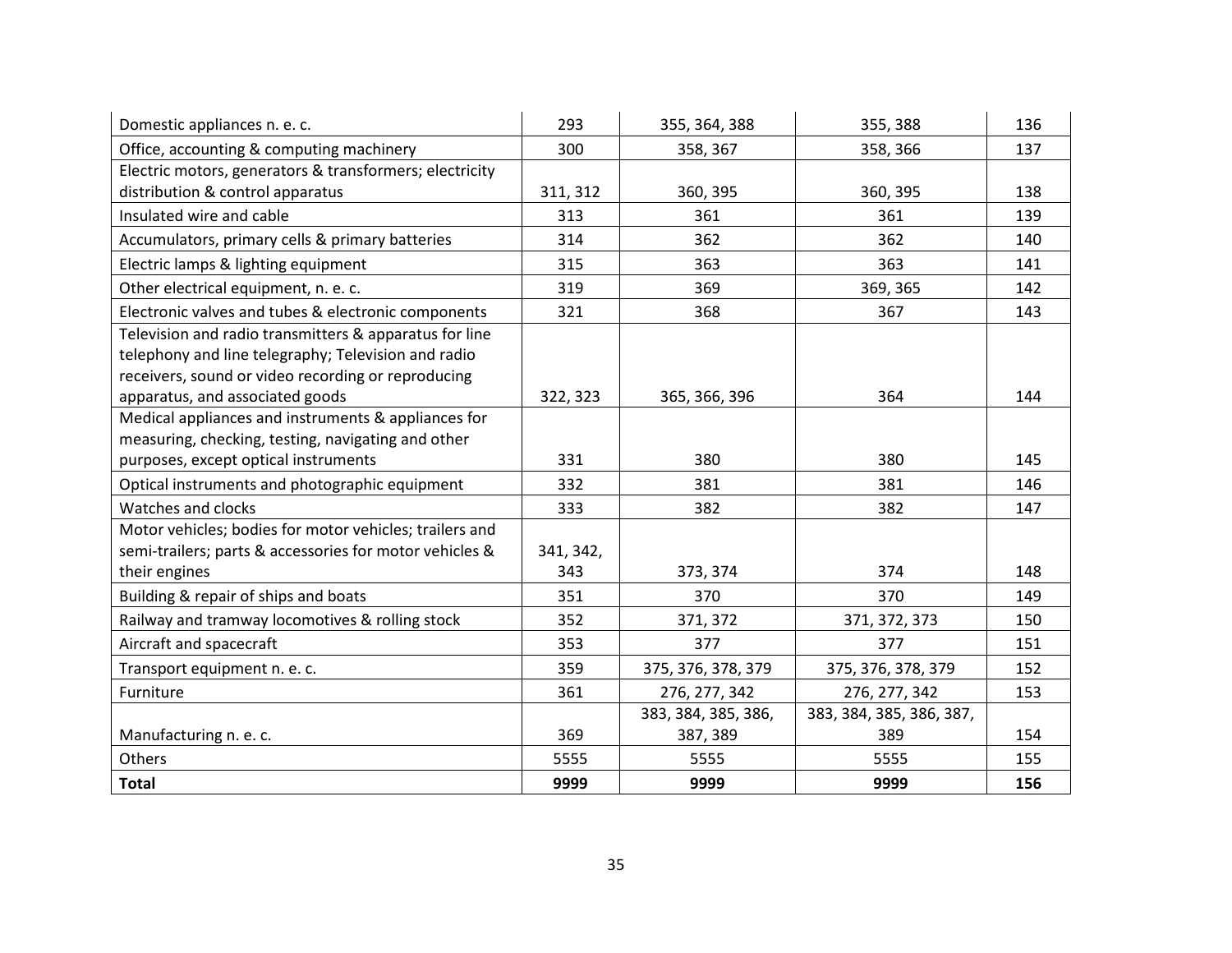| | | | | |
|---|---|---|---|---|
| Domestic appliances n. e. c. | 293 | 355, 364, 388 | 355, 388 | 136 |
| Office, accounting & computing machinery | 300 | 358, 367 | 358, 366 | 137 |
| Electric motors, generators & transformers; electricity distribution & control apparatus | 311, 312 | 360, 395 | 360, 395 | 138 |
| Insulated wire and cable | 313 | 361 | 361 | 139 |
| Accumulators, primary cells & primary batteries | 314 | 362 | 362 | 140 |
| Electric lamps & lighting equipment | 315 | 363 | 363 | 141 |
| Other electrical equipment, n. e. c. | 319 | 369 | 369, 365 | 142 |
| Electronic valves and tubes & electronic components | 321 | 368 | 367 | 143 |
| Television and radio transmitters & apparatus for line telephony and line telegraphy; Television and radio receivers, sound or video recording or reproducing apparatus, and associated goods | 322, 323 | 365, 366, 396 | 364 | 144 |
| Medical appliances and instruments & appliances for measuring, checking, testing, navigating and other purposes, except optical instruments | 331 | 380 | 380 | 145 |
| Optical instruments and photographic equipment | 332 | 381 | 381 | 146 |
| Watches and clocks | 333 | 382 | 382 | 147 |
| Motor vehicles; bodies for motor vehicles; trailers and semi-trailers; parts & accessories for motor vehicles & their engines | 341, 342, 343 | 373, 374 | 374 | 148 |
| Building & repair of ships and boats | 351 | 370 | 370 | 149 |
| Railway and tramway locomotives & rolling stock | 352 | 371, 372 | 371, 372, 373 | 150 |
| Aircraft and spacecraft | 353 | 377 | 377 | 151 |
| Transport equipment n. e. c. | 359 | 375, 376, 378, 379 | 375, 376, 378, 379 | 152 |
| Furniture | 361 | 276, 277, 342 | 276, 277, 342 | 153 |
| Manufacturing n. e. c. | 369 | 383, 384, 385, 386, 387, 389 | 383, 384, 385, 386, 387, 389 | 154 |
| Others | 5555 | 5555 | 5555 | 155 |
| **Total** | **9999** | **9999** | **9999** | **156** |